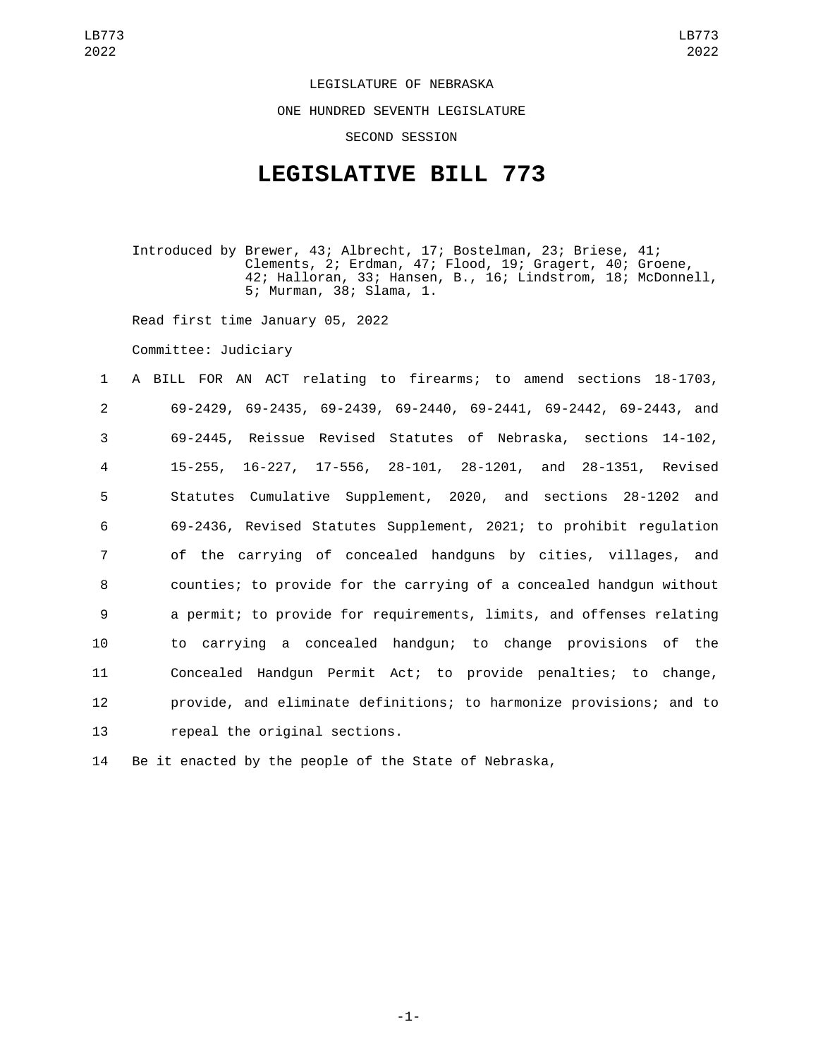LEGISLATURE OF NEBRASKA

ONE HUNDRED SEVENTH LEGISLATURE

SECOND SESSION

# LEGISLATIVE BILL 773

Introduced by Brewer, 43; Albrecht, 17; Bostelman, 23; Briese, 41; Clements, 2; Erdman, 47; Flood, 19; Gragert, 40; Groene, 42; Halloran, 33; Hansen, B., 16; Lindstrom, 18; McDonnell, 5; Murman, 38; Slama, 1.

Read first time January 05, 2022

Committee: Judiciary

1 A BILL FOR AN ACT relating to firearms; to amend sections 18-1703,
2 69-2429, 69-2435, 69-2439, 69-2440, 69-2441, 69-2442, 69-2443, and
3 69-2445, Reissue Revised Statutes of Nebraska, sections 14-102,
4 15-255, 16-227, 17-556, 28-101, 28-1201, and 28-1351, Revised
5 Statutes Cumulative Supplement, 2020, and sections 28-1202 and
6 69-2436, Revised Statutes Supplement, 2021; to prohibit regulation
7 of the carrying of concealed handguns by cities, villages, and
8 counties; to provide for the carrying of a concealed handgun without
9 a permit; to provide for requirements, limits, and offenses relating
10 to carrying a concealed handgun; to change provisions of the
11 Concealed Handgun Permit Act; to provide penalties; to change,
12 provide, and eliminate definitions; to harmonize provisions; and to
13 repeal the original sections.

14 Be it enacted by the people of the State of Nebraska,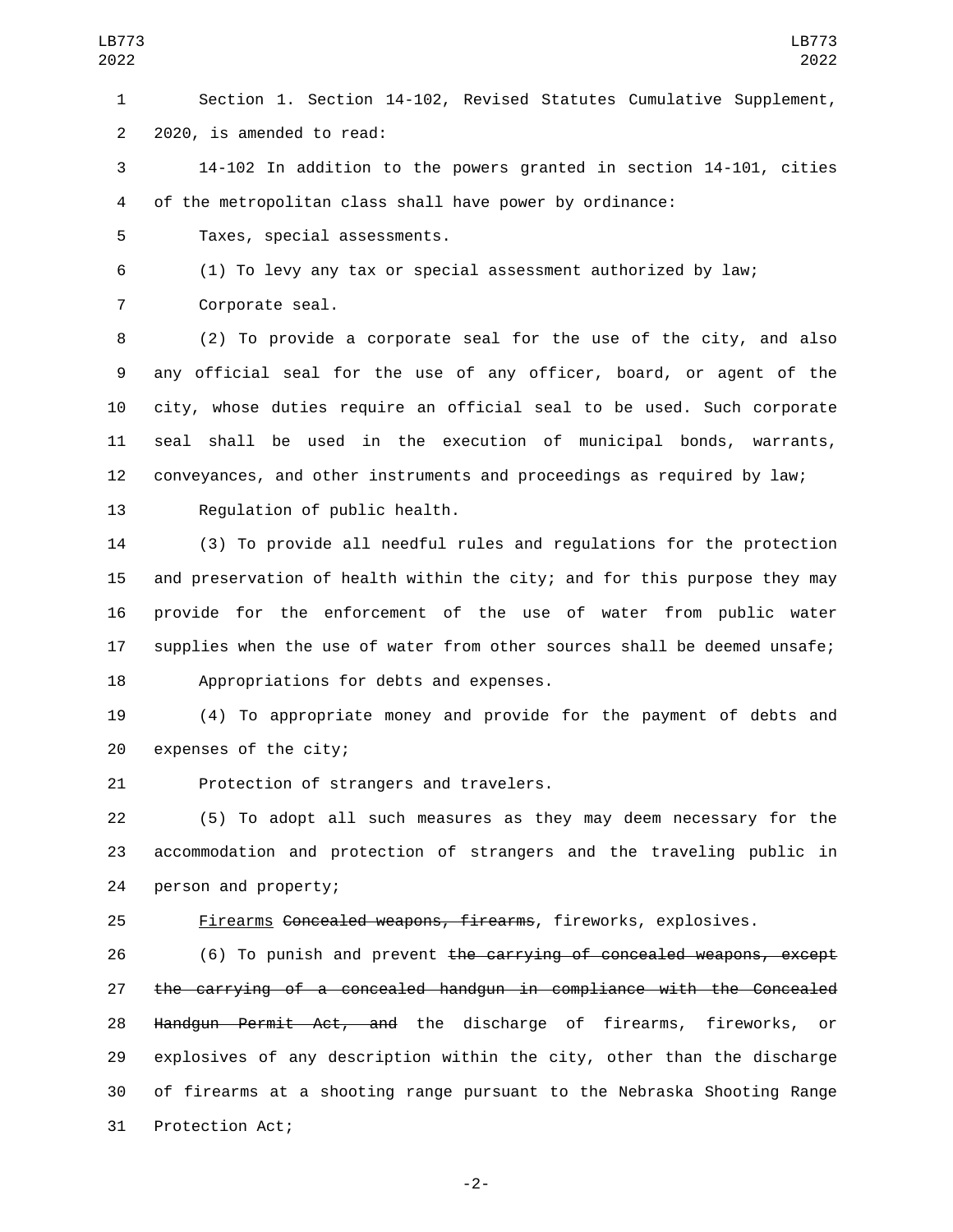Section 1. Section 14-102, Revised Statutes Cumulative Supplement, 2020, is amended to read:

14-102 In addition to the powers granted in section 14-101, cities of the metropolitan class shall have power by ordinance:

Taxes, special assessments.

(1) To levy any tax or special assessment authorized by law;

Corporate seal.

(2) To provide a corporate seal for the use of the city, and also any official seal for the use of any officer, board, or agent of the city, whose duties require an official seal to be used. Such corporate seal shall be used in the execution of municipal bonds, warrants, conveyances, and other instruments and proceedings as required by law;

Regulation of public health.

(3) To provide all needful rules and regulations for the protection and preservation of health within the city; and for this purpose they may provide for the enforcement of the use of water from public water supplies when the use of water from other sources shall be deemed unsafe;

Appropriations for debts and expenses.

(4) To appropriate money and provide for the payment of debts and expenses of the city;

Protection of strangers and travelers.

(5) To adopt all such measures as they may deem necessary for the accommodation and protection of strangers and the traveling public in person and property;

<u>Firearms</u> ~~Concealed weapons, firearms~~, fireworks, explosives.

(6) To punish and prevent ~~the carrying of concealed weapons, except the carrying of a concealed handgun in compliance with the Concealed Handgun Permit Act, and~~ the discharge of firearms, fireworks, or explosives of any description within the city, other than the discharge of firearms at a shooting range pursuant to the Nebraska Shooting Range Protection Act;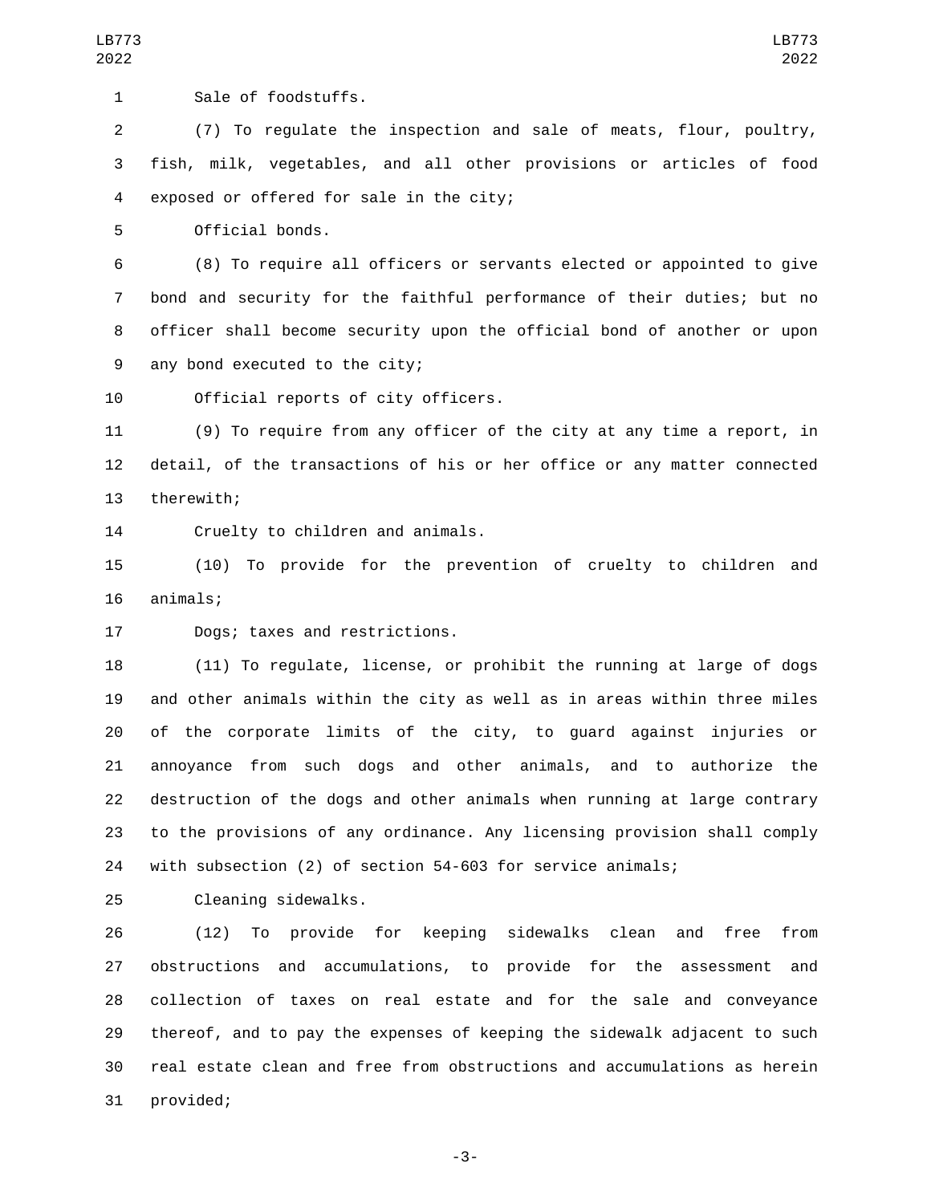Sale of foodstuffs.

(7) To regulate the inspection and sale of meats, flour, poultry, fish, milk, vegetables, and all other provisions or articles of food exposed or offered for sale in the city;

Official bonds.

(8) To require all officers or servants elected or appointed to give bond and security for the faithful performance of their duties; but no officer shall become security upon the official bond of another or upon any bond executed to the city;

Official reports of city officers.

(9) To require from any officer of the city at any time a report, in detail, of the transactions of his or her office or any matter connected therewith;

Cruelty to children and animals.

(10) To provide for the prevention of cruelty to children and animals;

Dogs; taxes and restrictions.

(11) To regulate, license, or prohibit the running at large of dogs and other animals within the city as well as in areas within three miles of the corporate limits of the city, to guard against injuries or annoyance from such dogs and other animals, and to authorize the destruction of the dogs and other animals when running at large contrary to the provisions of any ordinance. Any licensing provision shall comply with subsection (2) of section 54-603 for service animals;

Cleaning sidewalks.

(12) To provide for keeping sidewalks clean and free from obstructions and accumulations, to provide for the assessment and collection of taxes on real estate and for the sale and conveyance thereof, and to pay the expenses of keeping the sidewalk adjacent to such real estate clean and free from obstructions and accumulations as herein provided;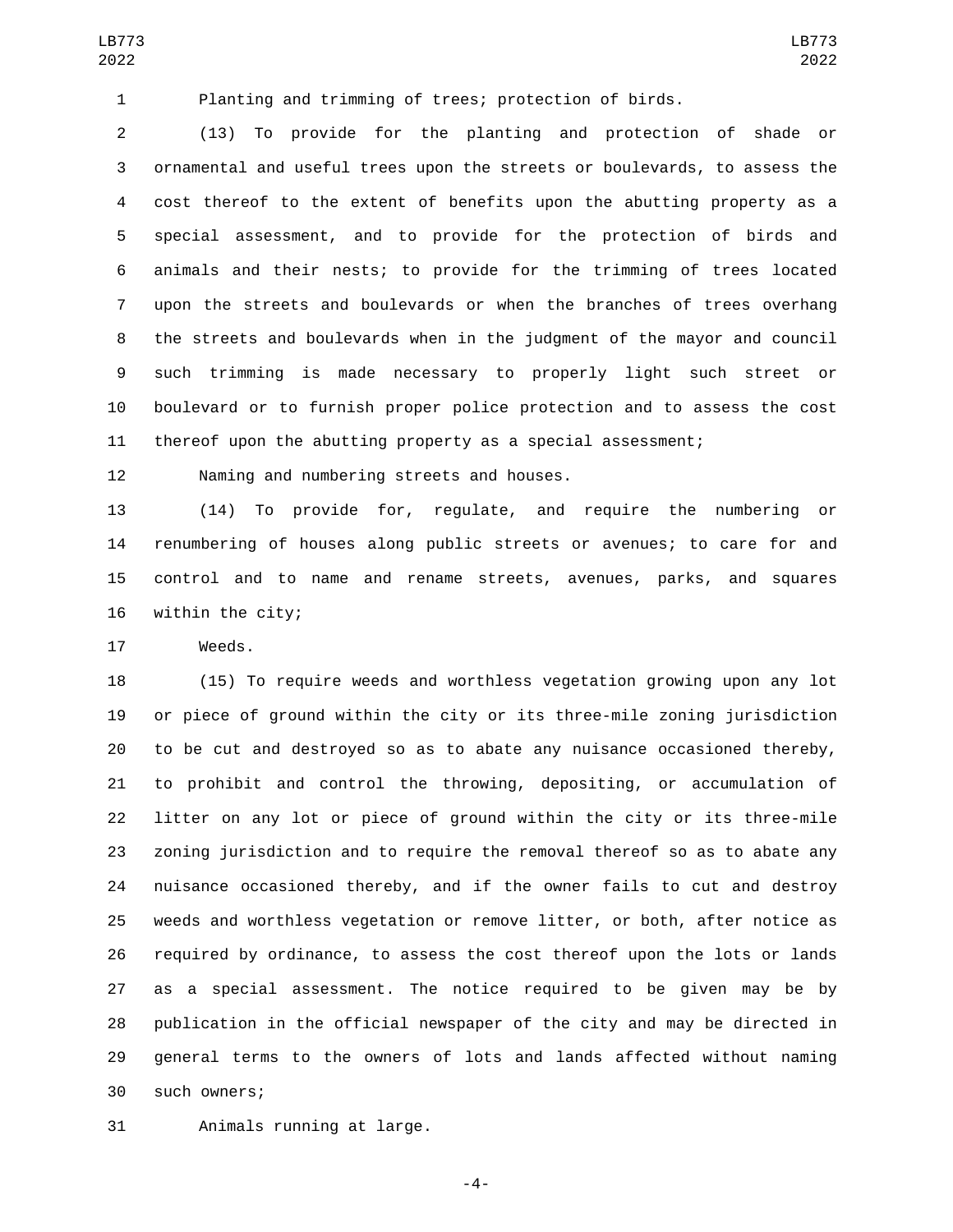Planting and trimming of trees; protection of birds.

(13) To provide for the planting and protection of shade or ornamental and useful trees upon the streets or boulevards, to assess the cost thereof to the extent of benefits upon the abutting property as a special assessment, and to provide for the protection of birds and animals and their nests; to provide for the trimming of trees located upon the streets and boulevards or when the branches of trees overhang the streets and boulevards when in the judgment of the mayor and council such trimming is made necessary to properly light such street or boulevard or to furnish proper police protection and to assess the cost thereof upon the abutting property as a special assessment;

Naming and numbering streets and houses.

(14) To provide for, regulate, and require the numbering or renumbering of houses along public streets or avenues; to care for and control and to name and rename streets, avenues, parks, and squares within the city;

Weeds.

(15) To require weeds and worthless vegetation growing upon any lot or piece of ground within the city or its three-mile zoning jurisdiction to be cut and destroyed so as to abate any nuisance occasioned thereby, to prohibit and control the throwing, depositing, or accumulation of litter on any lot or piece of ground within the city or its three-mile zoning jurisdiction and to require the removal thereof so as to abate any nuisance occasioned thereby, and if the owner fails to cut and destroy weeds and worthless vegetation or remove litter, or both, after notice as required by ordinance, to assess the cost thereof upon the lots or lands as a special assessment. The notice required to be given may be by publication in the official newspaper of the city and may be directed in general terms to the owners of lots and lands affected without naming such owners;

Animals running at large.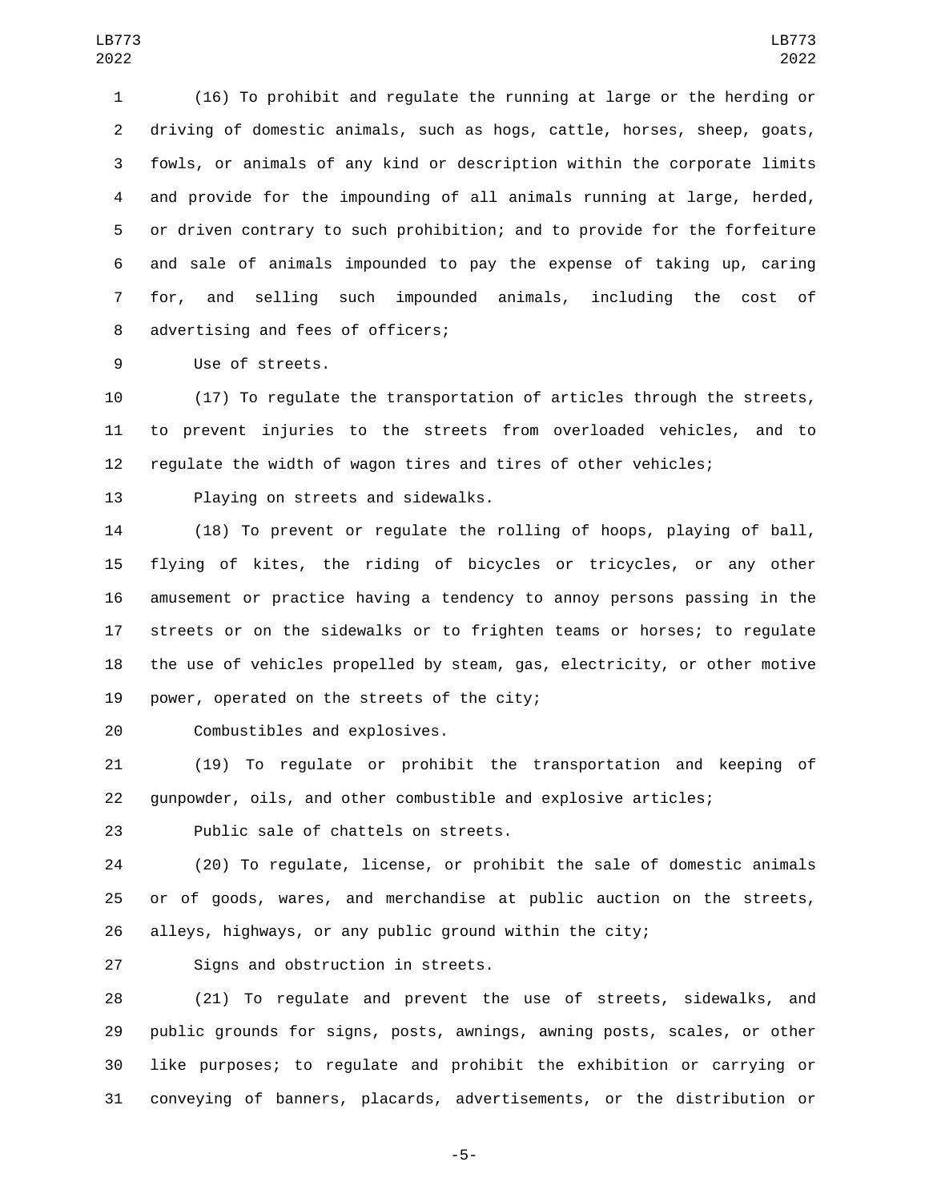(16) To prohibit and regulate the running at large or the herding or driving of domestic animals, such as hogs, cattle, horses, sheep, goats, fowls, or animals of any kind or description within the corporate limits and provide for the impounding of all animals running at large, herded, or driven contrary to such prohibition; and to provide for the forfeiture and sale of animals impounded to pay the expense of taking up, caring for, and selling such impounded animals, including the cost of advertising and fees of officers;

Use of streets.

(17) To regulate the transportation of articles through the streets, to prevent injuries to the streets from overloaded vehicles, and to regulate the width of wagon tires and tires of other vehicles;

Playing on streets and sidewalks.

(18) To prevent or regulate the rolling of hoops, playing of ball, flying of kites, the riding of bicycles or tricycles, or any other amusement or practice having a tendency to annoy persons passing in the streets or on the sidewalks or to frighten teams or horses; to regulate the use of vehicles propelled by steam, gas, electricity, or other motive power, operated on the streets of the city;

Combustibles and explosives.

(19) To regulate or prohibit the transportation and keeping of gunpowder, oils, and other combustible and explosive articles;

Public sale of chattels on streets.

(20) To regulate, license, or prohibit the sale of domestic animals or of goods, wares, and merchandise at public auction on the streets, alleys, highways, or any public ground within the city;

Signs and obstruction in streets.

(21) To regulate and prevent the use of streets, sidewalks, and public grounds for signs, posts, awnings, awning posts, scales, or other like purposes; to regulate and prohibit the exhibition or carrying or conveying of banners, placards, advertisements, or the distribution or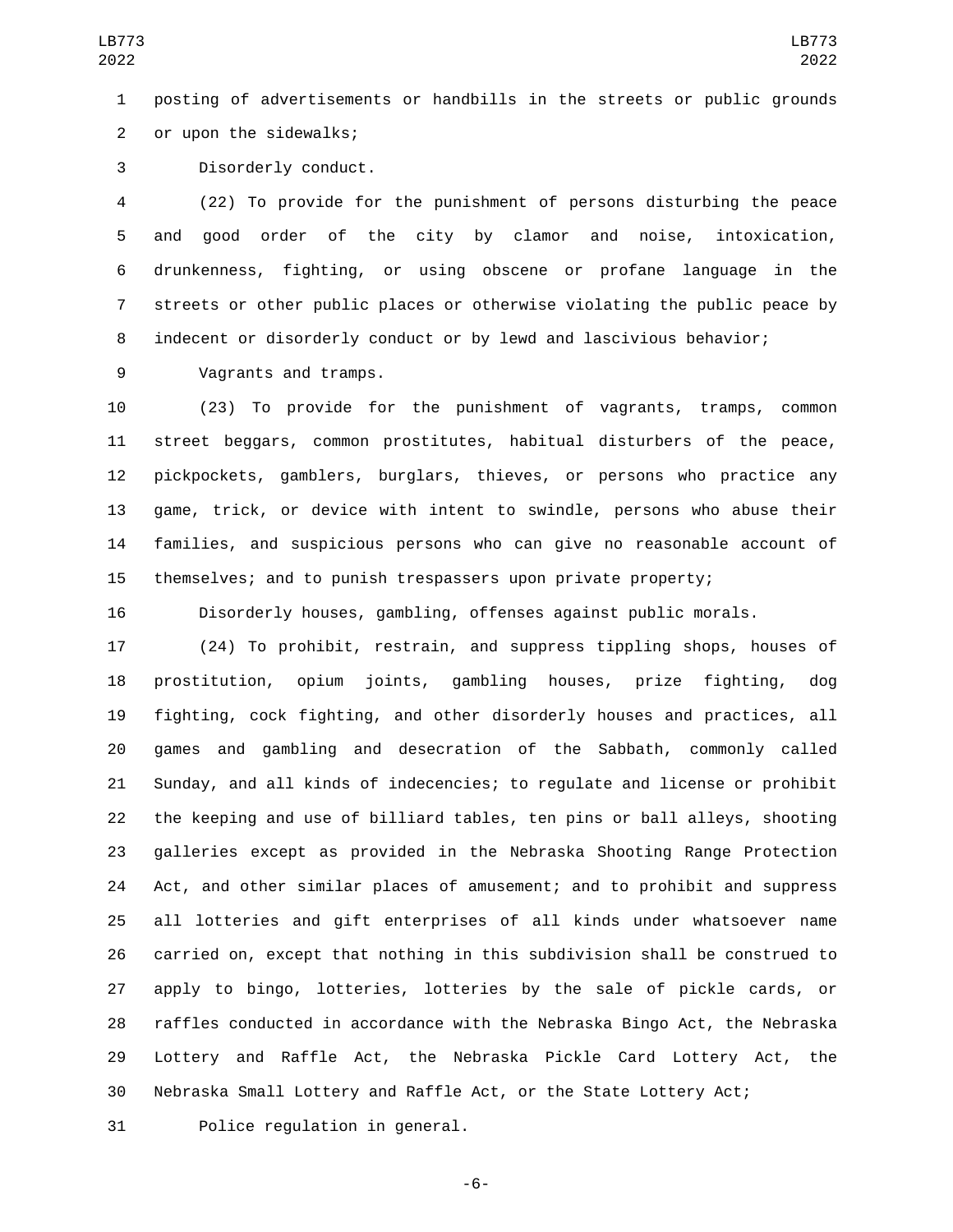posting of advertisements or handbills in the streets or public grounds or upon the sidewalks;

Disorderly conduct.

(22) To provide for the punishment of persons disturbing the peace and good order of the city by clamor and noise, intoxication, drunkenness, fighting, or using obscene or profane language in the streets or other public places or otherwise violating the public peace by indecent or disorderly conduct or by lewd and lascivious behavior;

Vagrants and tramps.

(23) To provide for the punishment of vagrants, tramps, common street beggars, common prostitutes, habitual disturbers of the peace, pickpockets, gamblers, burglars, thieves, or persons who practice any game, trick, or device with intent to swindle, persons who abuse their families, and suspicious persons who can give no reasonable account of themselves; and to punish trespassers upon private property;

Disorderly houses, gambling, offenses against public morals.

(24) To prohibit, restrain, and suppress tippling shops, houses of prostitution, opium joints, gambling houses, prize fighting, dog fighting, cock fighting, and other disorderly houses and practices, all games and gambling and desecration of the Sabbath, commonly called Sunday, and all kinds of indecencies; to regulate and license or prohibit the keeping and use of billiard tables, ten pins or ball alleys, shooting galleries except as provided in the Nebraska Shooting Range Protection Act, and other similar places of amusement; and to prohibit and suppress all lotteries and gift enterprises of all kinds under whatsoever name carried on, except that nothing in this subdivision shall be construed to apply to bingo, lotteries, lotteries by the sale of pickle cards, or raffles conducted in accordance with the Nebraska Bingo Act, the Nebraska Lottery and Raffle Act, the Nebraska Pickle Card Lottery Act, the Nebraska Small Lottery and Raffle Act, or the State Lottery Act;

Police regulation in general.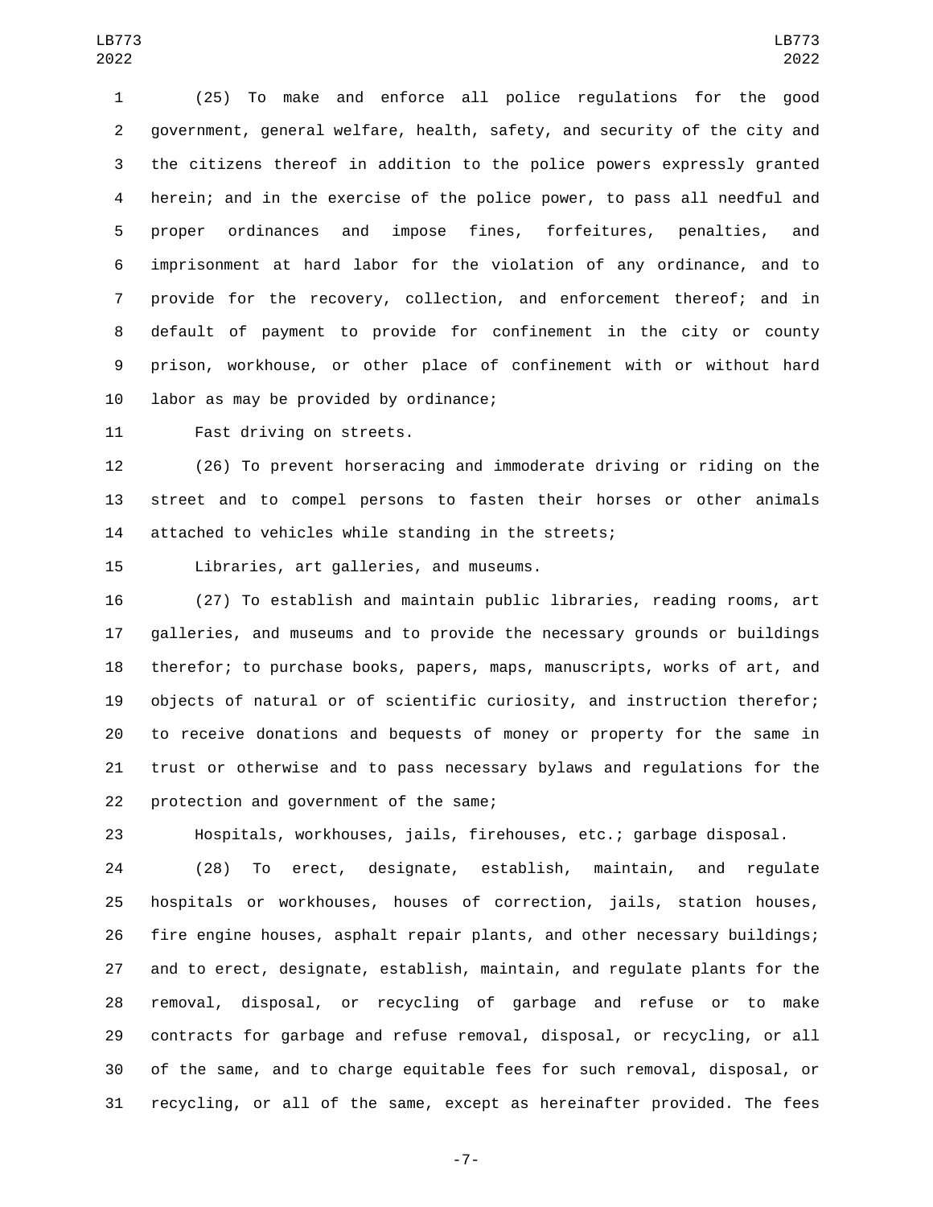(25) To make and enforce all police regulations for the good government, general welfare, health, safety, and security of the city and the citizens thereof in addition to the police powers expressly granted herein; and in the exercise of the police power, to pass all needful and proper ordinances and impose fines, forfeitures, penalties, and imprisonment at hard labor for the violation of any ordinance, and to provide for the recovery, collection, and enforcement thereof; and in default of payment to provide for confinement in the city or county prison, workhouse, or other place of confinement with or without hard labor as may be provided by ordinance;

Fast driving on streets.

(26) To prevent horseracing and immoderate driving or riding on the street and to compel persons to fasten their horses or other animals attached to vehicles while standing in the streets;

Libraries, art galleries, and museums.

(27) To establish and maintain public libraries, reading rooms, art galleries, and museums and to provide the necessary grounds or buildings therefor; to purchase books, papers, maps, manuscripts, works of art, and objects of natural or of scientific curiosity, and instruction therefor; to receive donations and bequests of money or property for the same in trust or otherwise and to pass necessary bylaws and regulations for the protection and government of the same;

Hospitals, workhouses, jails, firehouses, etc.; garbage disposal.

(28) To erect, designate, establish, maintain, and regulate hospitals or workhouses, houses of correction, jails, station houses, fire engine houses, asphalt repair plants, and other necessary buildings; and to erect, designate, establish, maintain, and regulate plants for the removal, disposal, or recycling of garbage and refuse or to make contracts for garbage and refuse removal, disposal, or recycling, or all of the same, and to charge equitable fees for such removal, disposal, or recycling, or all of the same, except as hereinafter provided. The fees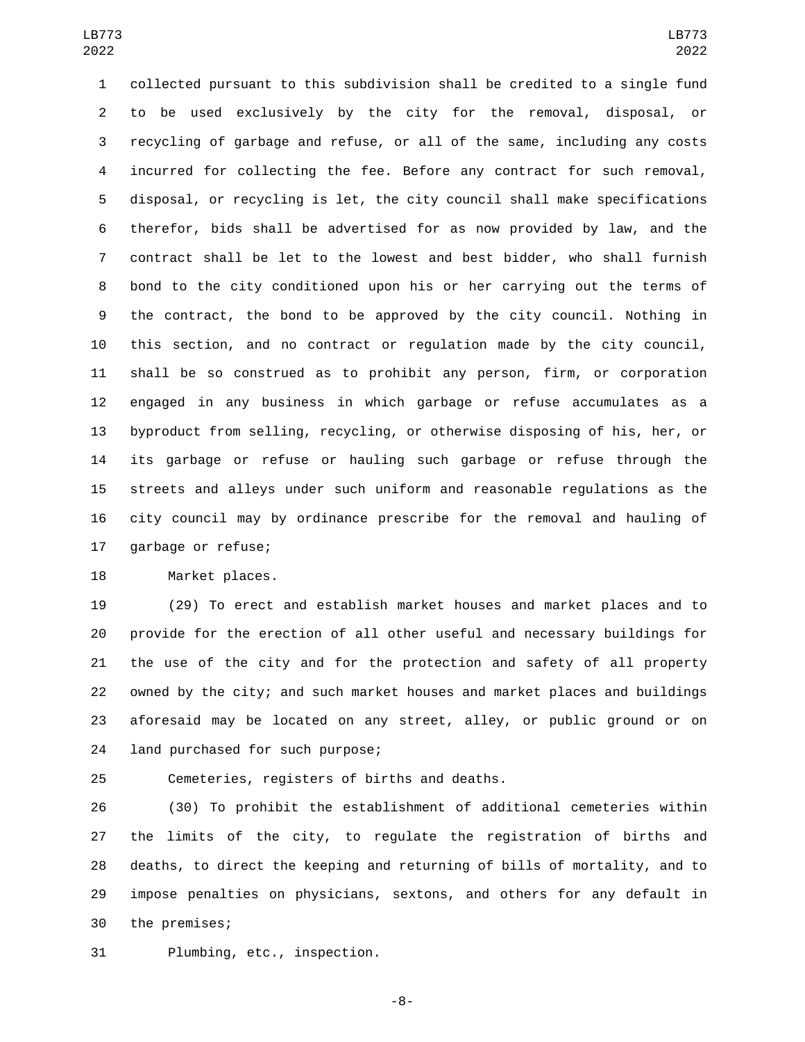collected pursuant to this subdivision shall be credited to a single fund to be used exclusively by the city for the removal, disposal, or recycling of garbage and refuse, or all of the same, including any costs incurred for collecting the fee. Before any contract for such removal, disposal, or recycling is let, the city council shall make specifications therefor, bids shall be advertised for as now provided by law, and the contract shall be let to the lowest and best bidder, who shall furnish bond to the city conditioned upon his or her carrying out the terms of the contract, the bond to be approved by the city council. Nothing in this section, and no contract or regulation made by the city council, shall be so construed as to prohibit any person, firm, or corporation engaged in any business in which garbage or refuse accumulates as a byproduct from selling, recycling, or otherwise disposing of his, her, or its garbage or refuse or hauling such garbage or refuse through the streets and alleys under such uniform and reasonable regulations as the city council may by ordinance prescribe for the removal and hauling of garbage or refuse;

Market places.

(29) To erect and establish market houses and market places and to provide for the erection of all other useful and necessary buildings for the use of the city and for the protection and safety of all property owned by the city; and such market houses and market places and buildings aforesaid may be located on any street, alley, or public ground or on land purchased for such purpose;

Cemeteries, registers of births and deaths.

(30) To prohibit the establishment of additional cemeteries within the limits of the city, to regulate the registration of births and deaths, to direct the keeping and returning of bills of mortality, and to impose penalties on physicians, sextons, and others for any default in the premises;

Plumbing, etc., inspection.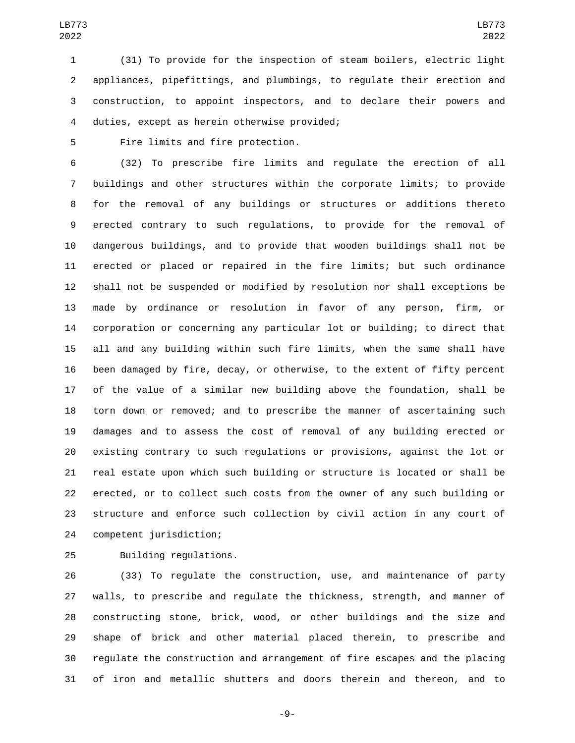(31) To provide for the inspection of steam boilers, electric light appliances, pipefittings, and plumbings, to regulate their erection and construction, to appoint inspectors, and to declare their powers and duties, except as herein otherwise provided;

Fire limits and fire protection.

(32) To prescribe fire limits and regulate the erection of all buildings and other structures within the corporate limits; to provide for the removal of any buildings or structures or additions thereto erected contrary to such regulations, to provide for the removal of dangerous buildings, and to provide that wooden buildings shall not be erected or placed or repaired in the fire limits; but such ordinance shall not be suspended or modified by resolution nor shall exceptions be made by ordinance or resolution in favor of any person, firm, or corporation or concerning any particular lot or building; to direct that all and any building within such fire limits, when the same shall have been damaged by fire, decay, or otherwise, to the extent of fifty percent of the value of a similar new building above the foundation, shall be torn down or removed; and to prescribe the manner of ascertaining such damages and to assess the cost of removal of any building erected or existing contrary to such regulations or provisions, against the lot or real estate upon which such building or structure is located or shall be erected, or to collect such costs from the owner of any such building or structure and enforce such collection by civil action in any court of competent jurisdiction;

Building regulations.

(33) To regulate the construction, use, and maintenance of party walls, to prescribe and regulate the thickness, strength, and manner of constructing stone, brick, wood, or other buildings and the size and shape of brick and other material placed therein, to prescribe and regulate the construction and arrangement of fire escapes and the placing of iron and metallic shutters and doors therein and thereon, and to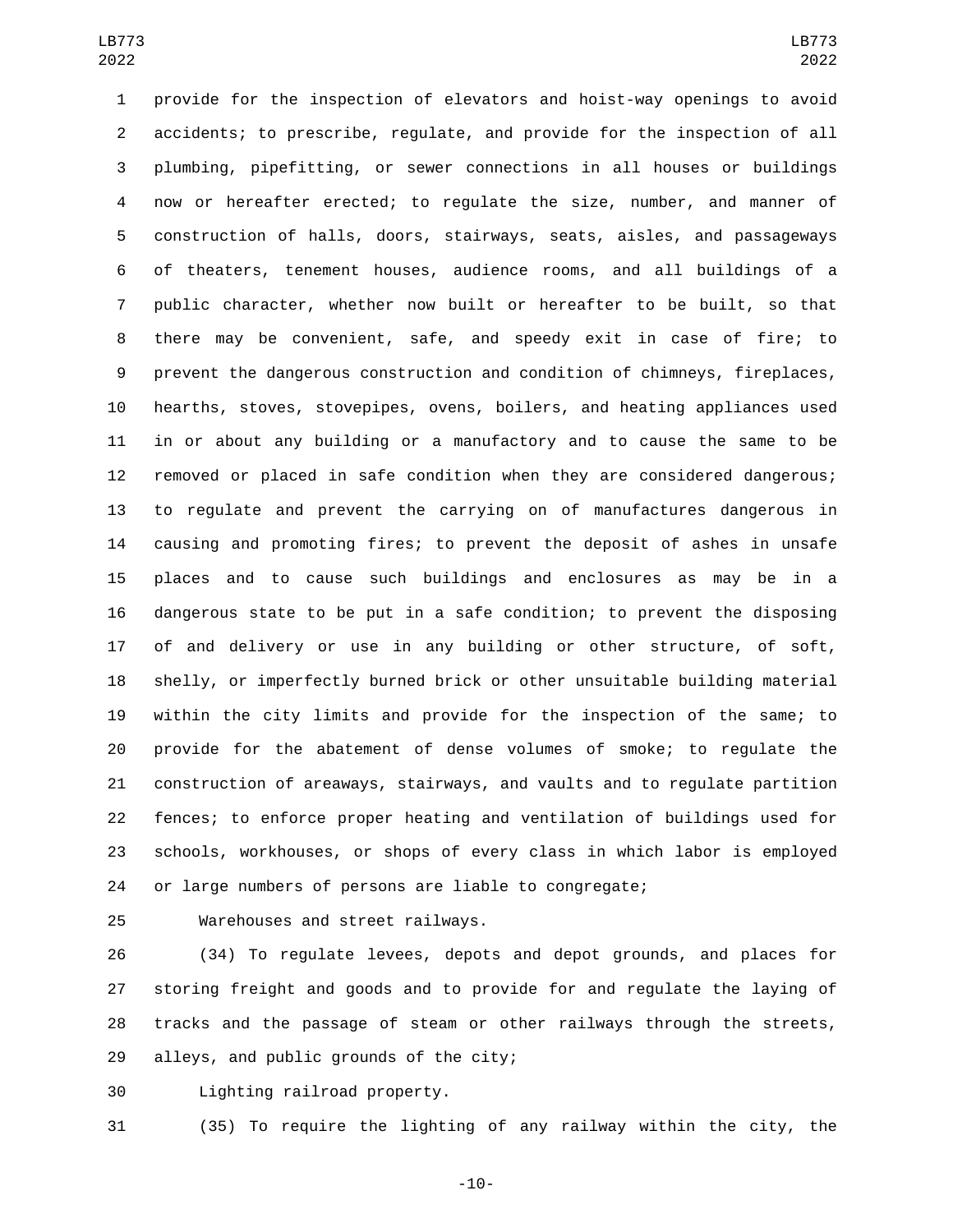provide for the inspection of elevators and hoist-way openings to avoid accidents; to prescribe, regulate, and provide for the inspection of all plumbing, pipefitting, or sewer connections in all houses or buildings now or hereafter erected; to regulate the size, number, and manner of construction of halls, doors, stairways, seats, aisles, and passageways of theaters, tenement houses, audience rooms, and all buildings of a public character, whether now built or hereafter to be built, so that there may be convenient, safe, and speedy exit in case of fire; to prevent the dangerous construction and condition of chimneys, fireplaces, hearths, stoves, stovepipes, ovens, boilers, and heating appliances used in or about any building or a manufactory and to cause the same to be removed or placed in safe condition when they are considered dangerous; to regulate and prevent the carrying on of manufactures dangerous in causing and promoting fires; to prevent the deposit of ashes in unsafe places and to cause such buildings and enclosures as may be in a dangerous state to be put in a safe condition; to prevent the disposing of and delivery or use in any building or other structure, of soft, shelly, or imperfectly burned brick or other unsuitable building material within the city limits and provide for the inspection of the same; to provide for the abatement of dense volumes of smoke; to regulate the construction of areaways, stairways, and vaults and to regulate partition fences; to enforce proper heating and ventilation of buildings used for schools, workhouses, or shops of every class in which labor is employed or large numbers of persons are liable to congregate;

Warehouses and street railways.

(34) To regulate levees, depots and depot grounds, and places for storing freight and goods and to provide for and regulate the laying of tracks and the passage of steam or other railways through the streets, alleys, and public grounds of the city;

Lighting railroad property.

(35) To require the lighting of any railway within the city, the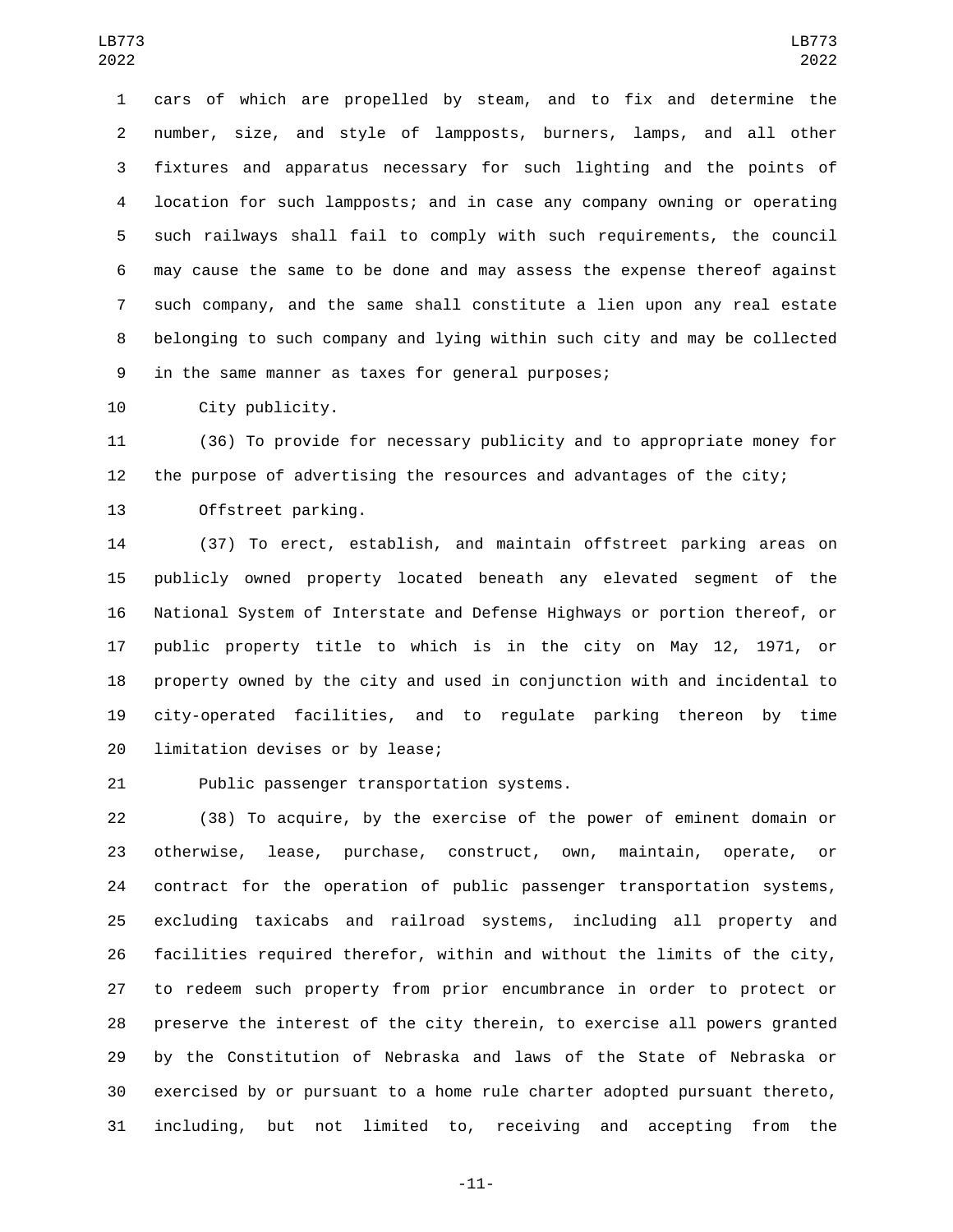cars of which are propelled by steam, and to fix and determine the number, size, and style of lampposts, burners, lamps, and all other fixtures and apparatus necessary for such lighting and the points of location for such lampposts; and in case any company owning or operating such railways shall fail to comply with such requirements, the council may cause the same to be done and may assess the expense thereof against such company, and the same shall constitute a lien upon any real estate belonging to such company and lying within such city and may be collected in the same manner as taxes for general purposes;

City publicity.

(36) To provide for necessary publicity and to appropriate money for the purpose of advertising the resources and advantages of the city;

Offstreet parking.

(37) To erect, establish, and maintain offstreet parking areas on publicly owned property located beneath any elevated segment of the National System of Interstate and Defense Highways or portion thereof, or public property title to which is in the city on May 12, 1971, or property owned by the city and used in conjunction with and incidental to city-operated facilities, and to regulate parking thereon by time limitation devises or by lease;

Public passenger transportation systems.

(38) To acquire, by the exercise of the power of eminent domain or otherwise, lease, purchase, construct, own, maintain, operate, or contract for the operation of public passenger transportation systems, excluding taxicabs and railroad systems, including all property and facilities required therefor, within and without the limits of the city, to redeem such property from prior encumbrance in order to protect or preserve the interest of the city therein, to exercise all powers granted by the Constitution of Nebraska and laws of the State of Nebraska or exercised by or pursuant to a home rule charter adopted pursuant thereto, including, but not limited to, receiving and accepting from the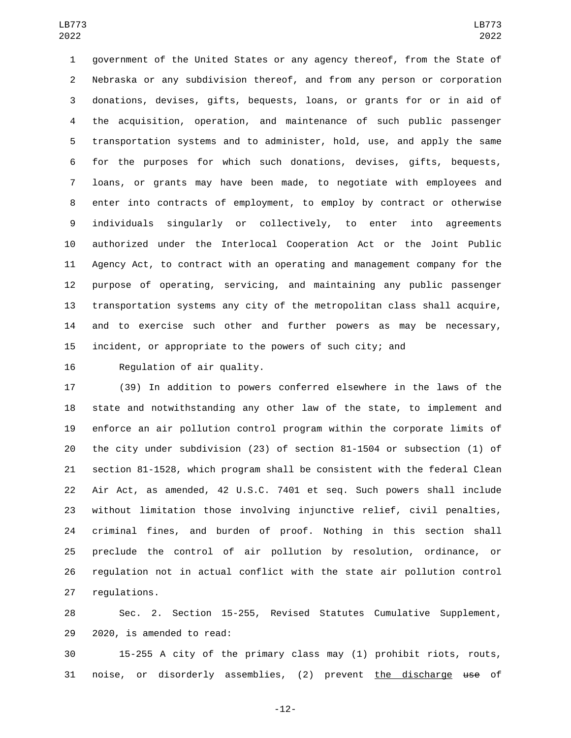government of the United States or any agency thereof, from the State of Nebraska or any subdivision thereof, and from any person or corporation donations, devises, gifts, bequests, loans, or grants for or in aid of the acquisition, operation, and maintenance of such public passenger transportation systems and to administer, hold, use, and apply the same for the purposes for which such donations, devises, gifts, bequests, loans, or grants may have been made, to negotiate with employees and enter into contracts of employment, to employ by contract or otherwise individuals singularly or collectively, to enter into agreements authorized under the Interlocal Cooperation Act or the Joint Public Agency Act, to contract with an operating and management company for the purpose of operating, servicing, and maintaining any public passenger transportation systems any city of the metropolitan class shall acquire, and to exercise such other and further powers as may be necessary, incident, or appropriate to the powers of such city; and

Regulation of air quality.

(39) In addition to powers conferred elsewhere in the laws of the state and notwithstanding any other law of the state, to implement and enforce an air pollution control program within the corporate limits of the city under subdivision (23) of section 81-1504 or subsection (1) of section 81-1528, which program shall be consistent with the federal Clean Air Act, as amended, 42 U.S.C. 7401 et seq. Such powers shall include without limitation those involving injunctive relief, civil penalties, criminal fines, and burden of proof. Nothing in this section shall preclude the control of air pollution by resolution, ordinance, or regulation not in actual conflict with the state air pollution control regulations.

Sec. 2. Section 15-255, Revised Statutes Cumulative Supplement, 2020, is amended to read:

15-255 A city of the primary class may (1) prohibit riots, routs, noise, or disorderly assemblies, (2) prevent <u>the discharge</u> ~~use~~ of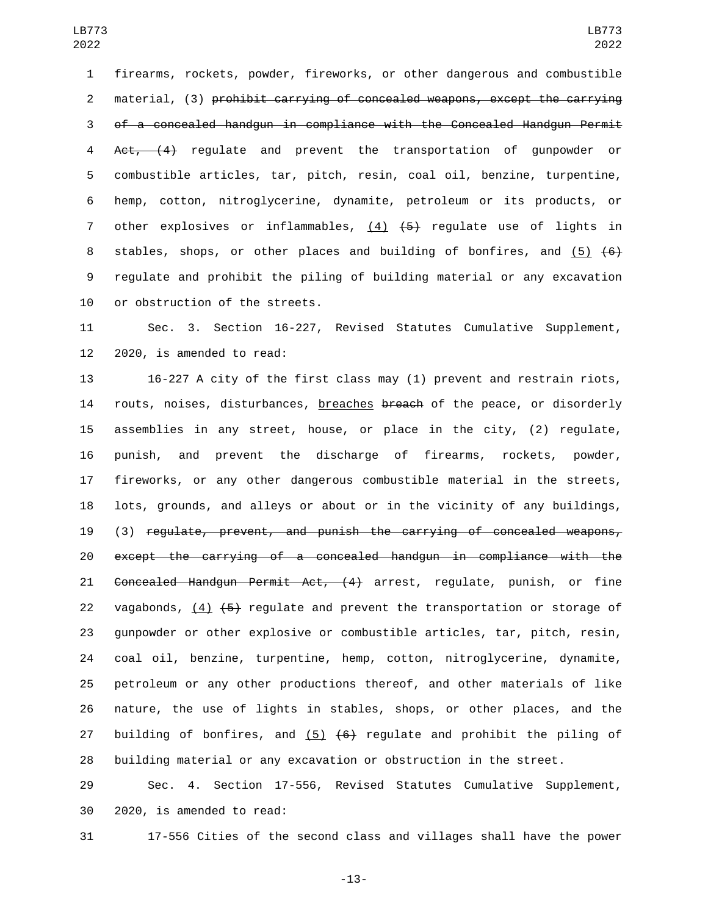firearms, rockets, powder, fireworks, or other dangerous and combustible material, (3) ~~prohibit carrying of concealed weapons, except the carrying of a concealed handgun in compliance with the Concealed Handgun Permit Act, (4)~~ regulate and prevent the transportation of gunpowder or combustible articles, tar, pitch, resin, coal oil, benzine, turpentine, hemp, cotton, nitroglycerine, dynamite, petroleum or its products, or other explosives or inflammables, <u>(4)</u> ~~(5)~~ regulate use of lights in stables, shops, or other places and building of bonfires, and <u>(5)</u> ~~(6)~~ regulate and prohibit the piling of building material or any excavation or obstruction of the streets.

Sec. 3. Section 16-227, Revised Statutes Cumulative Supplement, 2020, is amended to read:

16-227 A city of the first class may (1) prevent and restrain riots, routs, noises, disturbances, <u>breaches</u> ~~breach~~ of the peace, or disorderly assemblies in any street, house, or place in the city, (2) regulate, punish, and prevent the discharge of firearms, rockets, powder, fireworks, or any other dangerous combustible material in the streets, lots, grounds, and alleys or about or in the vicinity of any buildings, (3) ~~regulate, prevent, and punish the carrying of concealed weapons, except the carrying of a concealed handgun in compliance with the Concealed Handgun Permit Act, (4)~~ arrest, regulate, punish, or fine vagabonds, <u>(4)</u> ~~(5)~~ regulate and prevent the transportation or storage of gunpowder or other explosive or combustible articles, tar, pitch, resin, coal oil, benzine, turpentine, hemp, cotton, nitroglycerine, dynamite, petroleum or any other productions thereof, and other materials of like nature, the use of lights in stables, shops, or other places, and the building of bonfires, and <u>(5)</u> ~~(6)~~ regulate and prohibit the piling of building material or any excavation or obstruction in the street.

Sec. 4. Section 17-556, Revised Statutes Cumulative Supplement, 2020, is amended to read:

17-556 Cities of the second class and villages shall have the power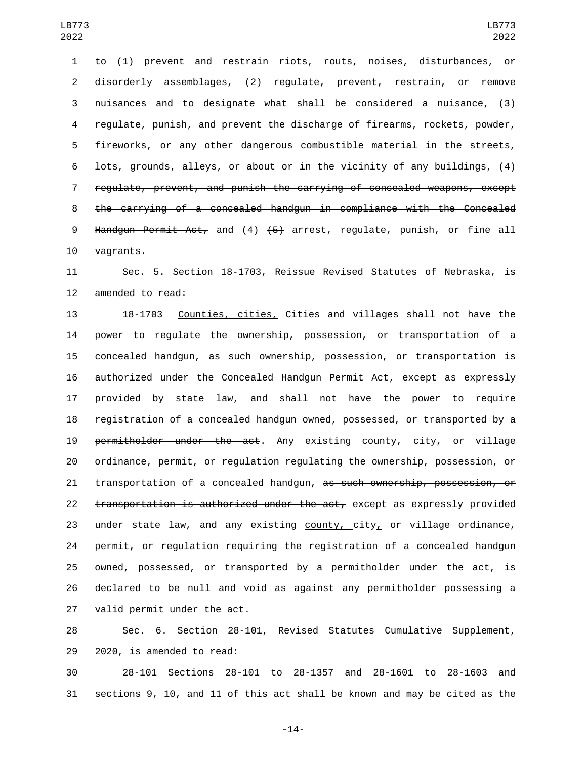to (1) prevent and restrain riots, routs, noises, disturbances, or disorderly assemblages, (2) regulate, prevent, restrain, or remove nuisances and to designate what shall be considered a nuisance, (3) regulate, punish, and prevent the discharge of firearms, rockets, powder, fireworks, or any other dangerous combustible material in the streets, lots, grounds, alleys, or about or in the vicinity of any buildings, ~~(4) regulate, prevent, and punish the carrying of concealed weapons, except the carrying of a concealed handgun in compliance with the Concealed Handgun Permit Act,~~ and <u>(4)</u> ~~(5)~~ arrest, regulate, punish, or fine all vagrants.

Sec. 5. Section 18-1703, Reissue Revised Statutes of Nebraska, is amended to read:

~~18-1703~~ <u>Counties, cities,</u> ~~Cities~~ and villages shall not have the power to regulate the ownership, possession, or transportation of a concealed handgun, ~~as such ownership, possession, or transportation is authorized under the Concealed Handgun Permit Act,~~ except as expressly provided by state law, and shall not have the power to require registration of a concealed handgun ~~owned, possessed, or transported by a permitholder under the act~~. Any existing <u>county,</u> city<u>,</u> or village ordinance, permit, or regulation regulating the ownership, possession, or transportation of a concealed handgun, ~~as such ownership, possession, or transportation is authorized under the act,~~ except as expressly provided under state law, and any existing <u>county,</u> city<u>,</u> or village ordinance, permit, or regulation requiring the registration of a concealed handgun ~~owned, possessed, or transported by a permitholder under the act~~, is declared to be null and void as against any permitholder possessing a valid permit under the act.

Sec. 6. Section 28-101, Revised Statutes Cumulative Supplement, 2020, is amended to read:

28-101 Sections 28-101 to 28-1357 and 28-1601 to 28-1603 <u>and sections 9, 10, and 11 of this act</u> shall be known and may be cited as the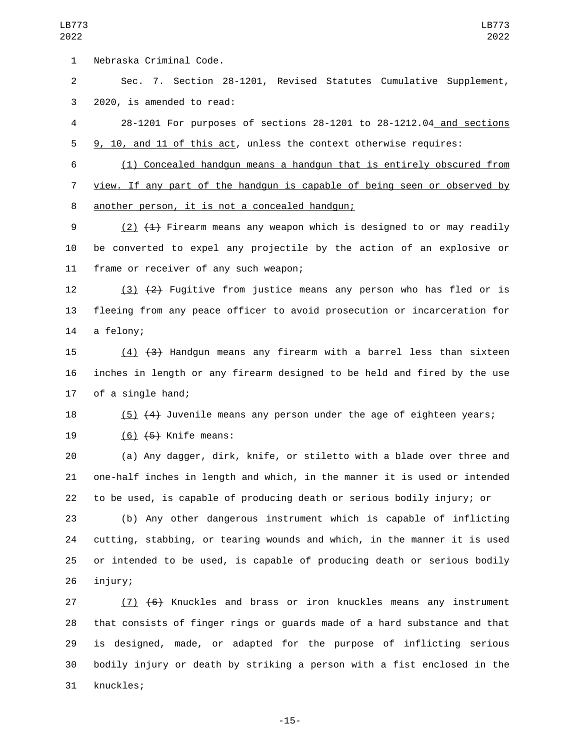Nebraska Criminal Code.

Sec. 7. Section 28-1201, Revised Statutes Cumulative Supplement, 2020, is amended to read:

28-1201 For purposes of sections 28-1201 to 28-1212.04 and sections 9, 10, and 11 of this act, unless the context otherwise requires:

(1) Concealed handgun means a handgun that is entirely obscured from view. If any part of the handgun is capable of being seen or observed by another person, it is not a concealed handgun;

(2) ~~(1)~~ Firearm means any weapon which is designed to or may readily be converted to expel any projectile by the action of an explosive or frame or receiver of any such weapon;

(3) ~~(2)~~ Fugitive from justice means any person who has fled or is fleeing from any peace officer to avoid prosecution or incarceration for a felony;

(4) ~~(3)~~ Handgun means any firearm with a barrel less than sixteen inches in length or any firearm designed to be held and fired by the use of a single hand;

(5) ~~(4)~~ Juvenile means any person under the age of eighteen years;

(6) ~~(5)~~ Knife means:

(a) Any dagger, dirk, knife, or stiletto with a blade over three and one-half inches in length and which, in the manner it is used or intended to be used, is capable of producing death or serious bodily injury; or

(b) Any other dangerous instrument which is capable of inflicting cutting, stabbing, or tearing wounds and which, in the manner it is used or intended to be used, is capable of producing death or serious bodily injury;

(7) ~~(6)~~ Knuckles and brass or iron knuckles means any instrument that consists of finger rings or guards made of a hard substance and that is designed, made, or adapted for the purpose of inflicting serious bodily injury or death by striking a person with a fist enclosed in the knuckles;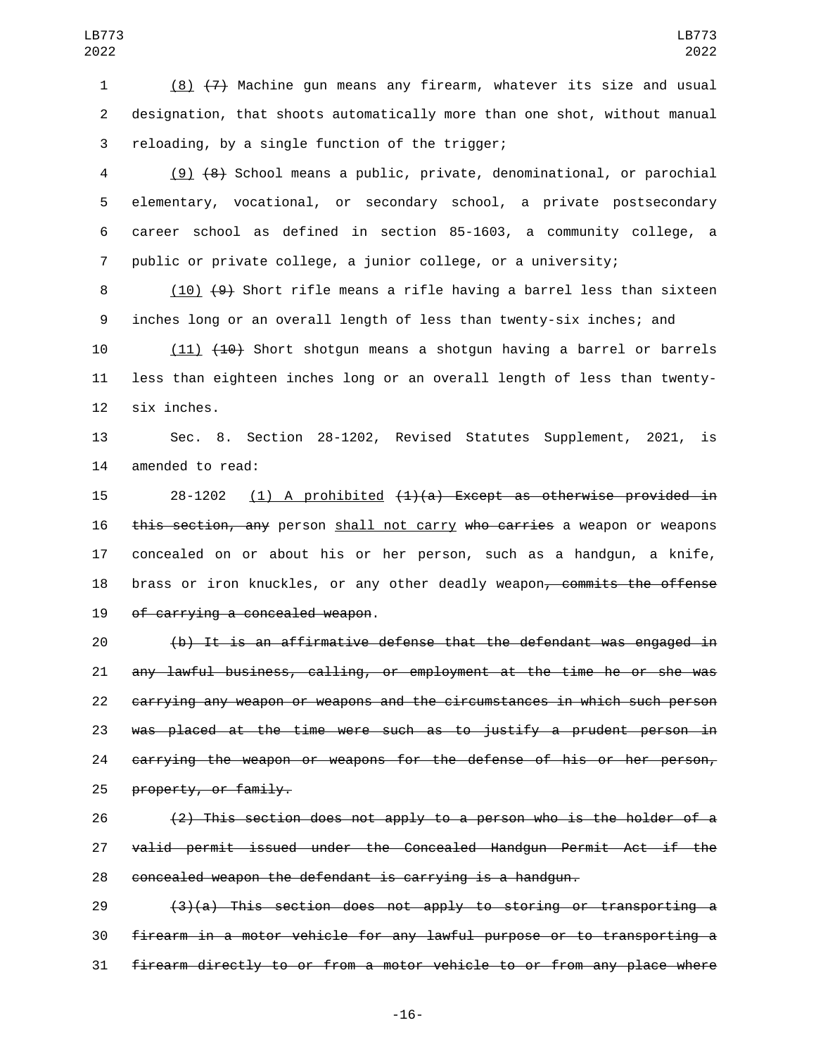(8) ~~(7)~~ Machine gun means any firearm, whatever its size and usual designation, that shoots automatically more than one shot, without manual reloading, by a single function of the trigger;

(9) ~~(8)~~ School means a public, private, denominational, or parochial elementary, vocational, or secondary school, a private postsecondary career school as defined in section 85-1603, a community college, a public or private college, a junior college, or a university;

(10) ~~(9)~~ Short rifle means a rifle having a barrel less than sixteen inches long or an overall length of less than twenty-six inches; and

(11) ~~(10)~~ Short shotgun means a shotgun having a barrel or barrels less than eighteen inches long or an overall length of less than twenty-six inches.

Sec. 8. Section 28-1202, Revised Statutes Supplement, 2021, is amended to read:

28-1202 (1) A prohibited ~~(1)(a) Except as otherwise provided in this section, any~~ person shall not carry ~~who carries~~ a weapon or weapons concealed on or about his or her person, such as a handgun, a knife, brass or iron knuckles, or any other deadly weapon~~, commits the offense of carrying a concealed weapon~~.

~~(b) It is an affirmative defense that the defendant was engaged in any lawful business, calling, or employment at the time he or she was carrying any weapon or weapons and the circumstances in which such person was placed at the time were such as to justify a prudent person in carrying the weapon or weapons for the defense of his or her person, property, or family.~~

~~(2) This section does not apply to a person who is the holder of a valid permit issued under the Concealed Handgun Permit Act if the concealed weapon the defendant is carrying is a handgun.~~

~~(3)(a) This section does not apply to storing or transporting a firearm in a motor vehicle for any lawful purpose or to transporting a firearm directly to or from a motor vehicle to or from any place where~~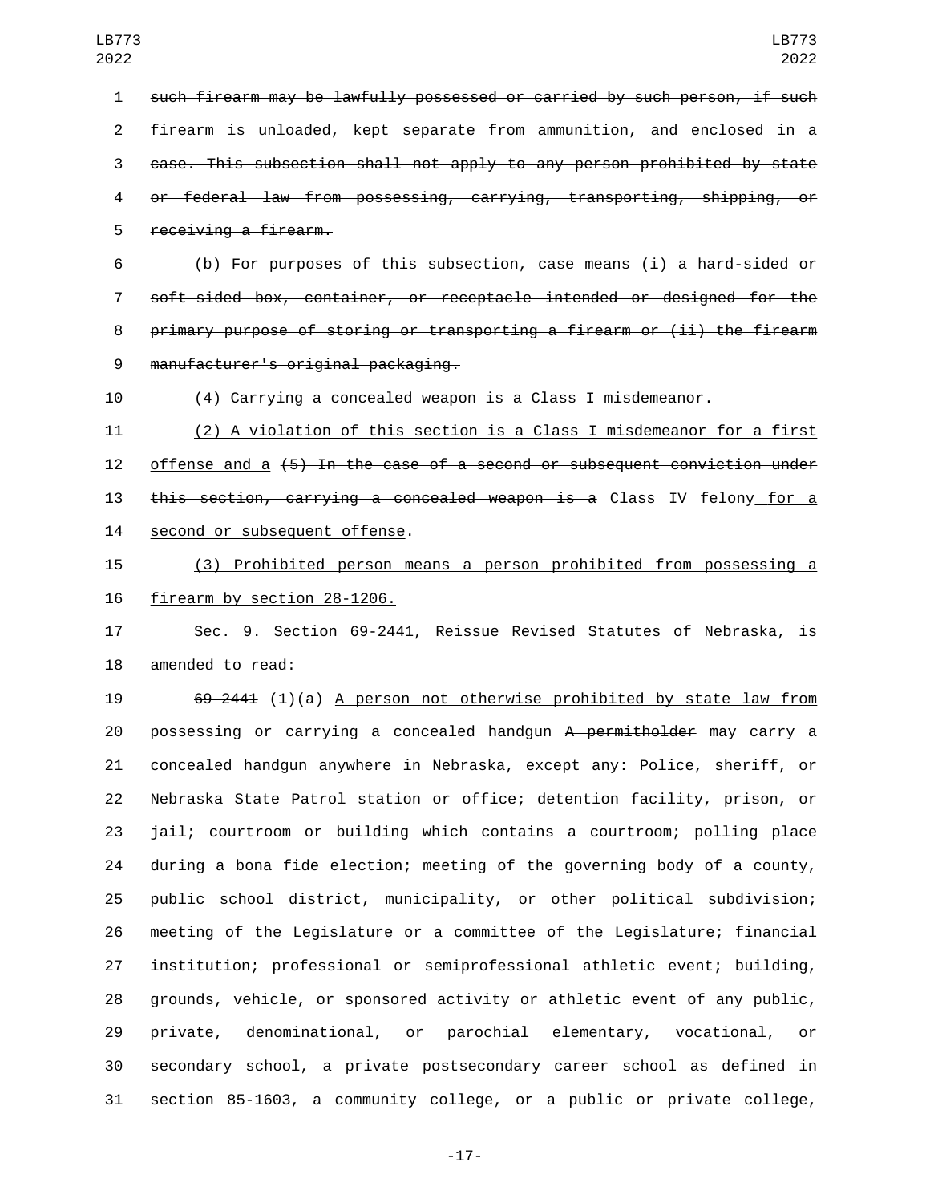~~such firearm may be lawfully possessed or carried by such person, if such firearm is unloaded, kept separate from ammunition, and enclosed in a case. This subsection shall not apply to any person prohibited by state or federal law from possessing, carrying, transporting, shipping, or receiving a firearm.~~

~~(b) For purposes of this subsection, case means (i) a hard-sided or soft-sided box, container, or receptacle intended or designed for the primary purpose of storing or transporting a firearm or (ii) the firearm manufacturer's original packaging.~~

~~(4) Carrying a concealed weapon is a Class I misdemeanor.~~

<u>(2) A violation of this section is a Class I misdemeanor for a first offense and a</u> ~~(5) In the case of a second or subsequent conviction under this section, carrying a concealed weapon is a~~ Class IV felony<u> for a second or subsequent offense</u>.

<u>(3) Prohibited person means a person prohibited from possessing a firearm by section 28-1206.</u>

Sec. 9. Section 69-2441, Reissue Revised Statutes of Nebraska, is amended to read:

~~69-2441~~ (1)(a) <u>A person not otherwise prohibited by state law from possessing or carrying a concealed handgun</u> ~~A permitholder~~ may carry a concealed handgun anywhere in Nebraska, except any: Police, sheriff, or Nebraska State Patrol station or office; detention facility, prison, or jail; courtroom or building which contains a courtroom; polling place during a bona fide election; meeting of the governing body of a county, public school district, municipality, or other political subdivision; meeting of the Legislature or a committee of the Legislature; financial institution; professional or semiprofessional athletic event; building, grounds, vehicle, or sponsored activity or athletic event of any public, private, denominational, or parochial elementary, vocational, or secondary school, a private postsecondary career school as defined in section 85-1603, a community college, or a public or private college,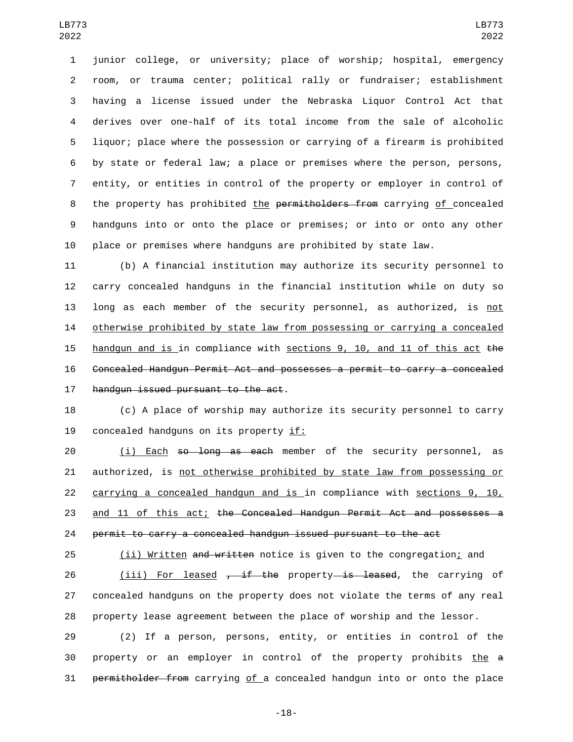junior college, or university; place of worship; hospital, emergency room, or trauma center; political rally or fundraiser; establishment having a license issued under the Nebraska Liquor Control Act that derives over one-half of its total income from the sale of alcoholic liquor; place where the possession or carrying of a firearm is prohibited by state or federal law; a place or premises where the person, persons, entity, or entities in control of the property or employer in control of the property has prohibited the ~~permitholders from~~ carrying of concealed handguns into or onto the place or premises; or into or onto any other place or premises where handguns are prohibited by state law.

(b) A financial institution may authorize its security personnel to carry concealed handguns in the financial institution while on duty so long as each member of the security personnel, as authorized, is not otherwise prohibited by state law from possessing or carrying a concealed handgun and is in compliance with sections 9, 10, and 11 of this act ~~the Concealed Handgun Permit Act and possesses a permit to carry a concealed handgun issued pursuant to the act~~.

(c) A place of worship may authorize its security personnel to carry concealed handguns on its property if:

(i) Each ~~so long as each~~ member of the security personnel, as authorized, is not otherwise prohibited by state law from possessing or carrying a concealed handgun and is in compliance with sections 9, 10, and 11 of this act; ~~the Concealed Handgun Permit Act and possesses a permit to carry a concealed handgun issued pursuant to the act~~

(ii) Written ~~and written~~ notice is given to the congregation; and

(iii) For leased ~~, if the~~ property ~~is leased~~, the carrying of concealed handguns on the property does not violate the terms of any real property lease agreement between the place of worship and the lessor.

(2) If a person, persons, entity, or entities in control of the property or an employer in control of the property prohibits the ~~a permitholder from~~ carrying of a concealed handgun into or onto the place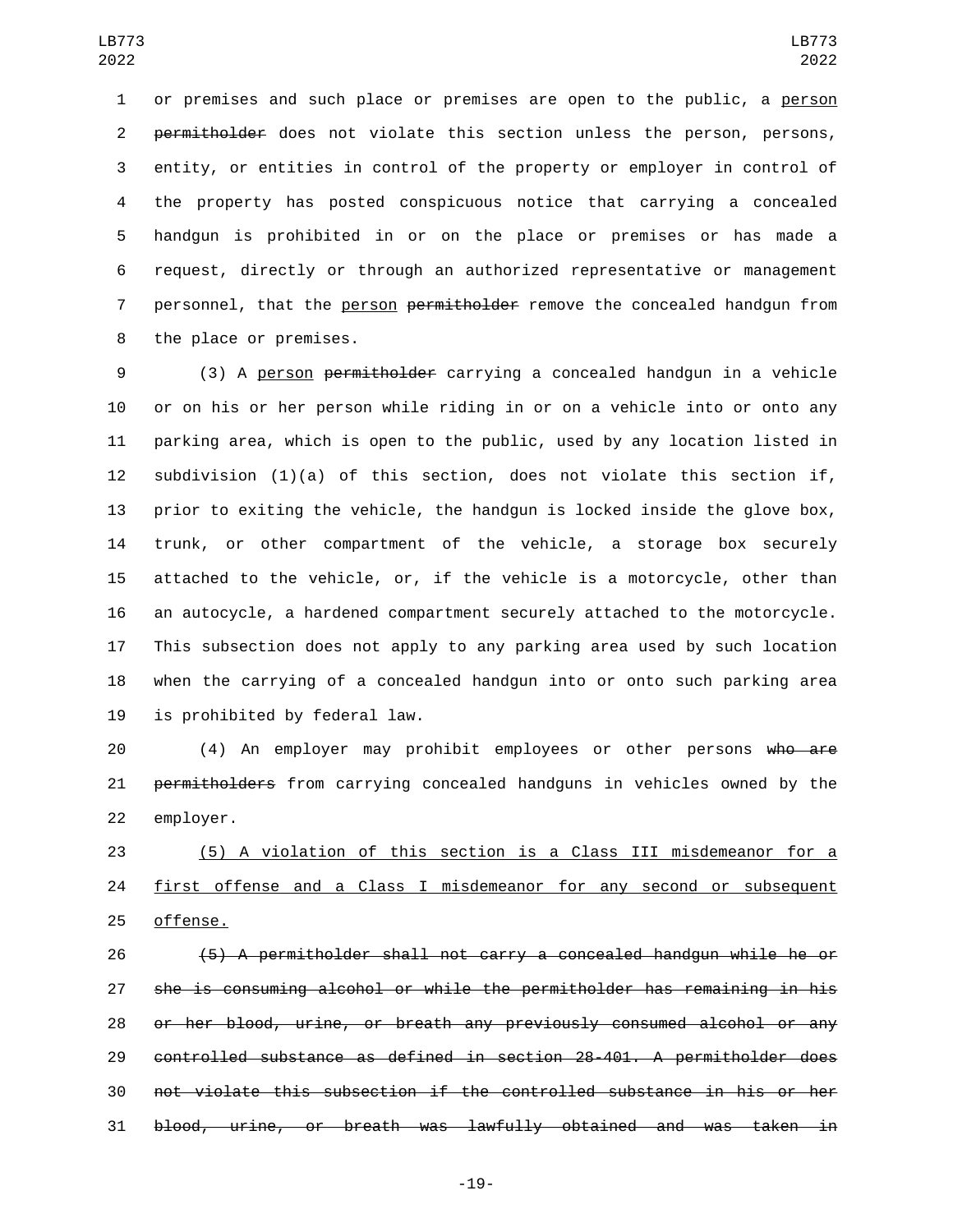or premises and such place or premises are open to the public, a person ~~permitholder~~ does not violate this section unless the person, persons, entity, or entities in control of the property or employer in control of the property has posted conspicuous notice that carrying a concealed handgun is prohibited in or on the place or premises or has made a request, directly or through an authorized representative or management personnel, that the person ~~permitholder~~ remove the concealed handgun from the place or premises.

(3) A person ~~permitholder~~ carrying a concealed handgun in a vehicle or on his or her person while riding in or on a vehicle into or onto any parking area, which is open to the public, used by any location listed in subdivision (1)(a) of this section, does not violate this section if, prior to exiting the vehicle, the handgun is locked inside the glove box, trunk, or other compartment of the vehicle, a storage box securely attached to the vehicle, or, if the vehicle is a motorcycle, other than an autocycle, a hardened compartment securely attached to the motorcycle. This subsection does not apply to any parking area used by such location when the carrying of a concealed handgun into or onto such parking area is prohibited by federal law.

(4) An employer may prohibit employees or other persons ~~who are permitholders~~ from carrying concealed handguns in vehicles owned by the employer.

(5) A violation of this section is a Class III misdemeanor for a first offense and a Class I misdemeanor for any second or subsequent offense.

~~(5) A permitholder shall not carry a concealed handgun while he or she is consuming alcohol or while the permitholder has remaining in his or her blood, urine, or breath any previously consumed alcohol or any controlled substance as defined in section 28-401. A permitholder does not violate this subsection if the controlled substance in his or her blood, urine, or breath was lawfully obtained and was taken in~~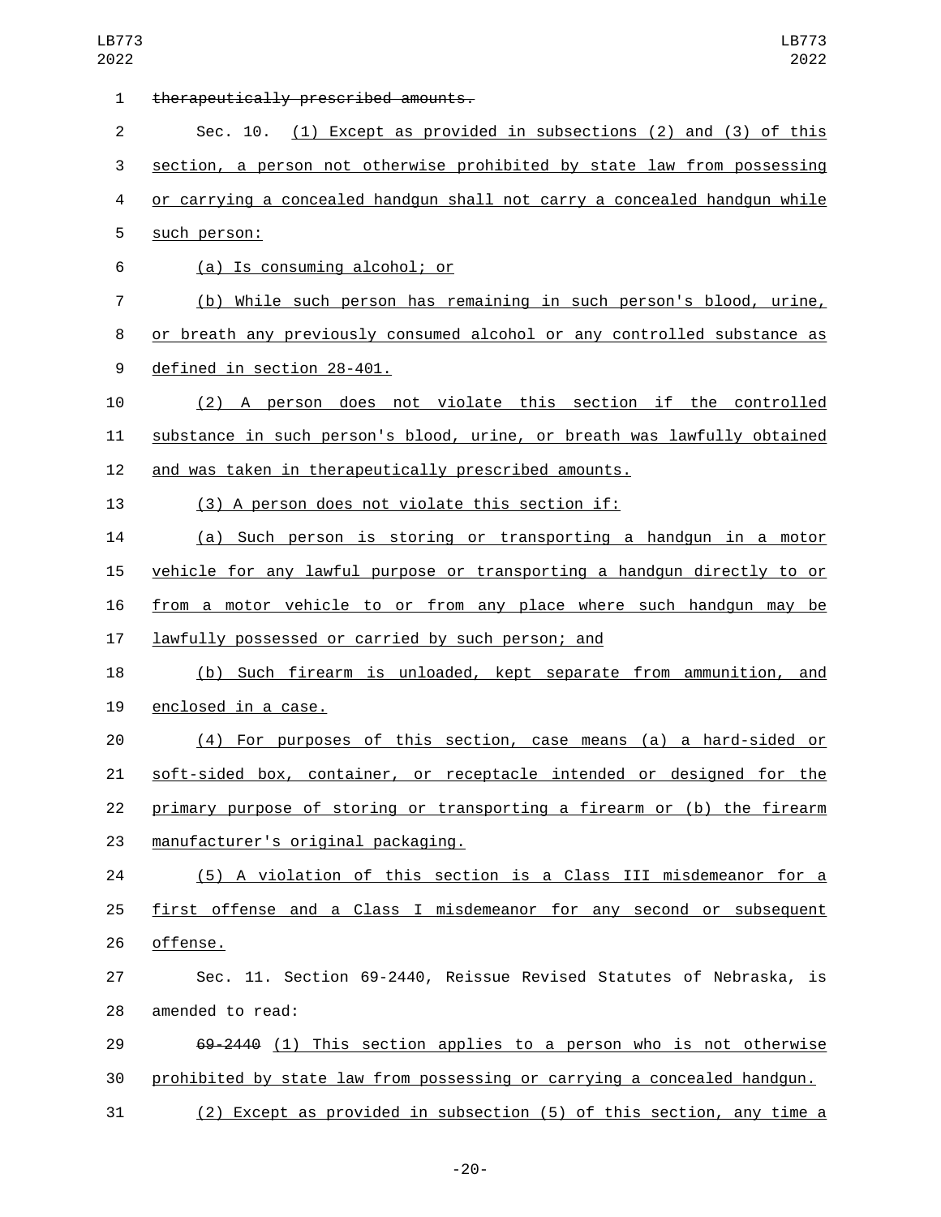~~therapeutically prescribed amounts.~~

Sec. 10. (1) Except as provided in subsections (2) and (3) of this section, a person not otherwise prohibited by state law from possessing or carrying a concealed handgun shall not carry a concealed handgun while such person:

(a) Is consuming alcohol; or

(b) While such person has remaining in such person's blood, urine, or breath any previously consumed alcohol or any controlled substance as defined in section 28-401.

(2) A person does not violate this section if the controlled substance in such person's blood, urine, or breath was lawfully obtained and was taken in therapeutically prescribed amounts.

(3) A person does not violate this section if:

(a) Such person is storing or transporting a handgun in a motor vehicle for any lawful purpose or transporting a handgun directly to or from a motor vehicle to or from any place where such handgun may be lawfully possessed or carried by such person; and

(b) Such firearm is unloaded, kept separate from ammunition, and enclosed in a case.

(4) For purposes of this section, case means (a) a hard-sided or soft-sided box, container, or receptacle intended or designed for the primary purpose of storing or transporting a firearm or (b) the firearm manufacturer's original packaging.

(5) A violation of this section is a Class III misdemeanor for a first offense and a Class I misdemeanor for any second or subsequent offense.

Sec. 11. Section 69-2440, Reissue Revised Statutes of Nebraska, is amended to read:

~~69-2440~~ (1) This section applies to a person who is not otherwise prohibited by state law from possessing or carrying a concealed handgun.

(2) Except as provided in subsection (5) of this section, any time a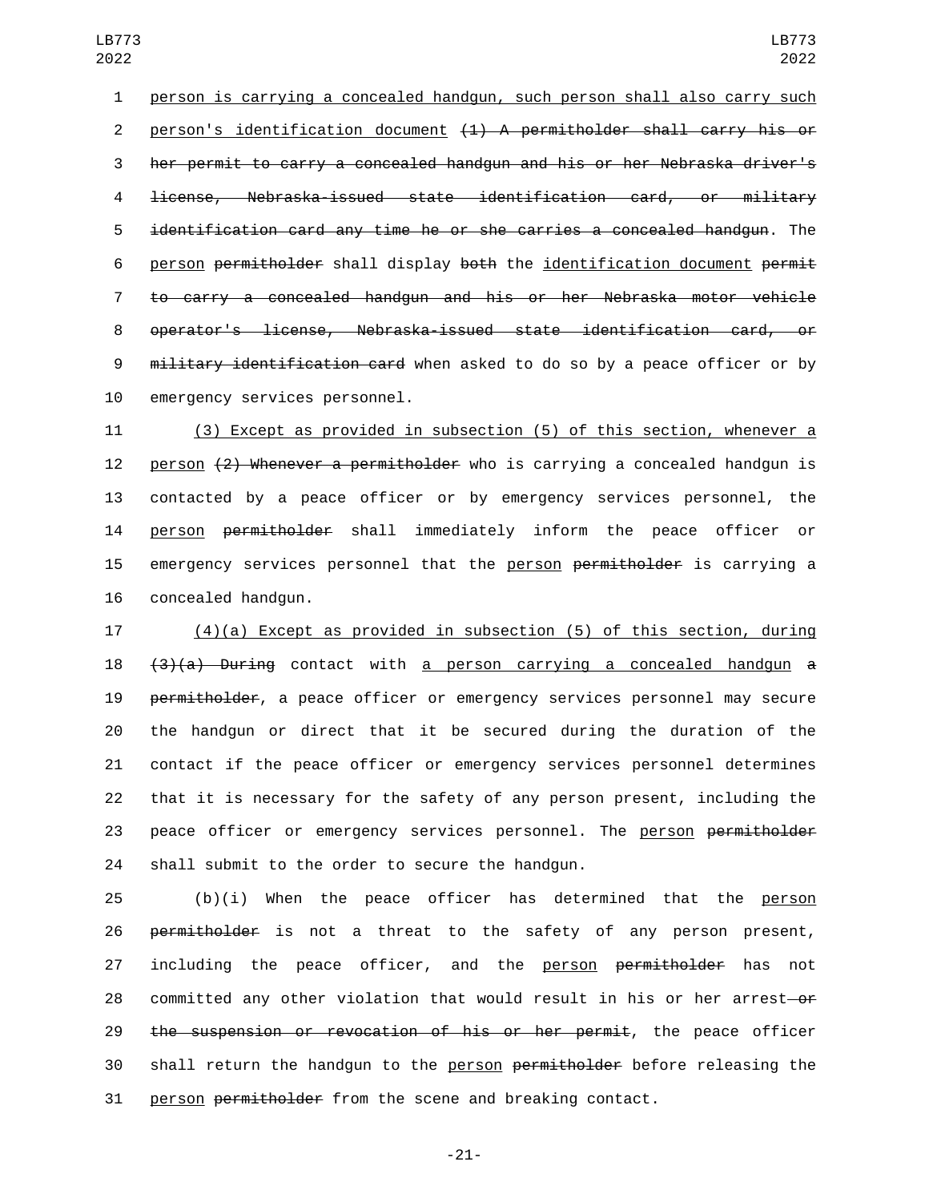person is carrying a concealed handgun, such person shall also carry such person's identification document ~~(1) A permitholder shall carry his or her permit to carry a concealed handgun and his or her Nebraska driver's license, Nebraska-issued state identification card, or military identification card any time he or she carries a concealed handgun~~. The person ~~permitholder~~ shall display ~~both~~ the identification document ~~permit to carry a concealed handgun and his or her Nebraska motor vehicle operator's license, Nebraska-issued state identification card, or military identification card~~ when asked to do so by a peace officer or by emergency services personnel.

(3) Except as provided in subsection (5) of this section, whenever a person ~~(2) Whenever a permitholder~~ who is carrying a concealed handgun is contacted by a peace officer or by emergency services personnel, the person ~~permitholder~~ shall immediately inform the peace officer or emergency services personnel that the person ~~permitholder~~ is carrying a concealed handgun.

(4)(a) Except as provided in subsection (5) of this section, during ~~(3)(a) During~~ contact with a person carrying a concealed handgun ~~a permitholder~~, a peace officer or emergency services personnel may secure the handgun or direct that it be secured during the duration of the contact if the peace officer or emergency services personnel determines that it is necessary for the safety of any person present, including the peace officer or emergency services personnel. The person ~~permitholder~~ shall submit to the order to secure the handgun.

(b)(i) When the peace officer has determined that the person ~~permitholder~~ is not a threat to the safety of any person present, including the peace officer, and the person ~~permitholder~~ has not committed any other violation that would result in his or her arrest ~~or the suspension or revocation of his or her permit~~, the peace officer shall return the handgun to the person ~~permitholder~~ before releasing the person ~~permitholder~~ from the scene and breaking contact.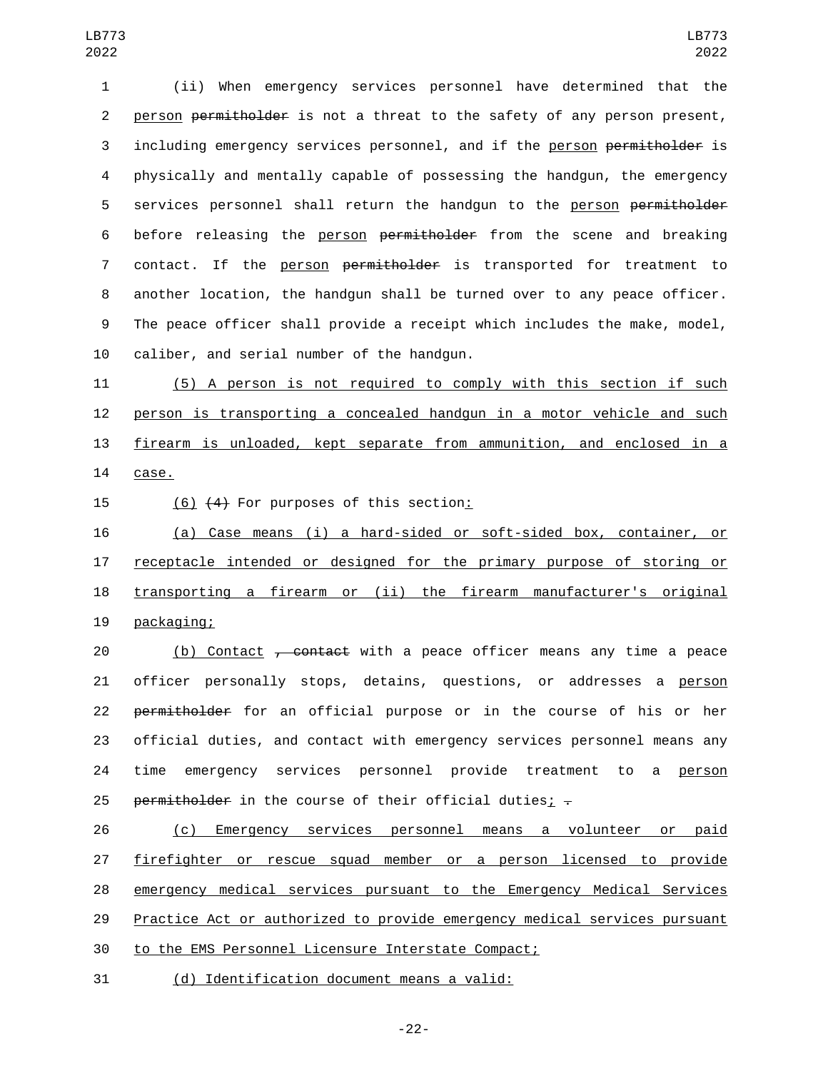(ii) When emergency services personnel have determined that the person ~~permitholder~~ is not a threat to the safety of any person present, including emergency services personnel, and if the person ~~permitholder~~ is physically and mentally capable of possessing the handgun, the emergency services personnel shall return the handgun to the person ~~permitholder~~ before releasing the person ~~permitholder~~ from the scene and breaking contact. If the person ~~permitholder~~ is transported for treatment to another location, the handgun shall be turned over to any peace officer. The peace officer shall provide a receipt which includes the make, model, caliber, and serial number of the handgun.

(5) A person is not required to comply with this section if such person is transporting a concealed handgun in a motor vehicle and such firearm is unloaded, kept separate from ammunition, and enclosed in a case.

(6) ~~(4)~~ For purposes of this section:

(a) Case means (i) a hard-sided or soft-sided box, container, or receptacle intended or designed for the primary purpose of storing or transporting a firearm or (ii) the firearm manufacturer's original packaging;

(b) Contact ~~, contact~~ with a peace officer means any time a peace officer personally stops, detains, questions, or addresses a person ~~permitholder~~ for an official purpose or in the course of his or her official duties, and contact with emergency services personnel means any time emergency services personnel provide treatment to a person ~~permitholder~~ in the course of their official duties; ~~.~~

(c) Emergency services personnel means a volunteer or paid firefighter or rescue squad member or a person licensed to provide emergency medical services pursuant to the Emergency Medical Services Practice Act or authorized to provide emergency medical services pursuant to the EMS Personnel Licensure Interstate Compact;

(d) Identification document means a valid: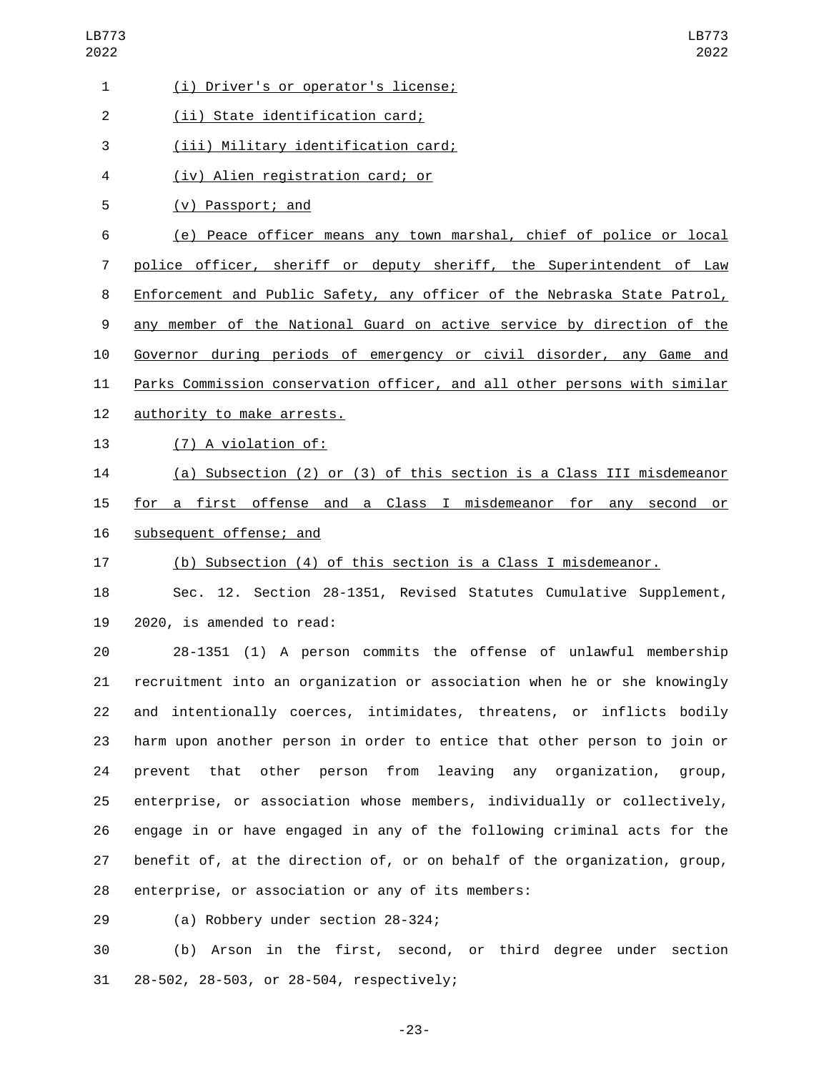(i) Driver's or operator's license;

(ii) State identification card;

(iii) Military identification card;

(iv) Alien registration card; or

(v) Passport; and

(e) Peace officer means any town marshal, chief of police or local police officer, sheriff or deputy sheriff, the Superintendent of Law Enforcement and Public Safety, any officer of the Nebraska State Patrol, any member of the National Guard on active service by direction of the Governor during periods of emergency or civil disorder, any Game and Parks Commission conservation officer, and all other persons with similar authority to make arrests.

(7) A violation of:

(a) Subsection (2) or (3) of this section is a Class III misdemeanor for a first offense and a Class I misdemeanor for any second or subsequent offense; and

(b) Subsection (4) of this section is a Class I misdemeanor.

Sec. 12. Section 28-1351, Revised Statutes Cumulative Supplement, 2020, is amended to read:

28-1351 (1) A person commits the offense of unlawful membership recruitment into an organization or association when he or she knowingly and intentionally coerces, intimidates, threatens, or inflicts bodily harm upon another person in order to entice that other person to join or prevent that other person from leaving any organization, group, enterprise, or association whose members, individually or collectively, engage in or have engaged in any of the following criminal acts for the benefit of, at the direction of, or on behalf of the organization, group, enterprise, or association or any of its members:

(a) Robbery under section 28-324;

(b) Arson in the first, second, or third degree under section 28-502, 28-503, or 28-504, respectively;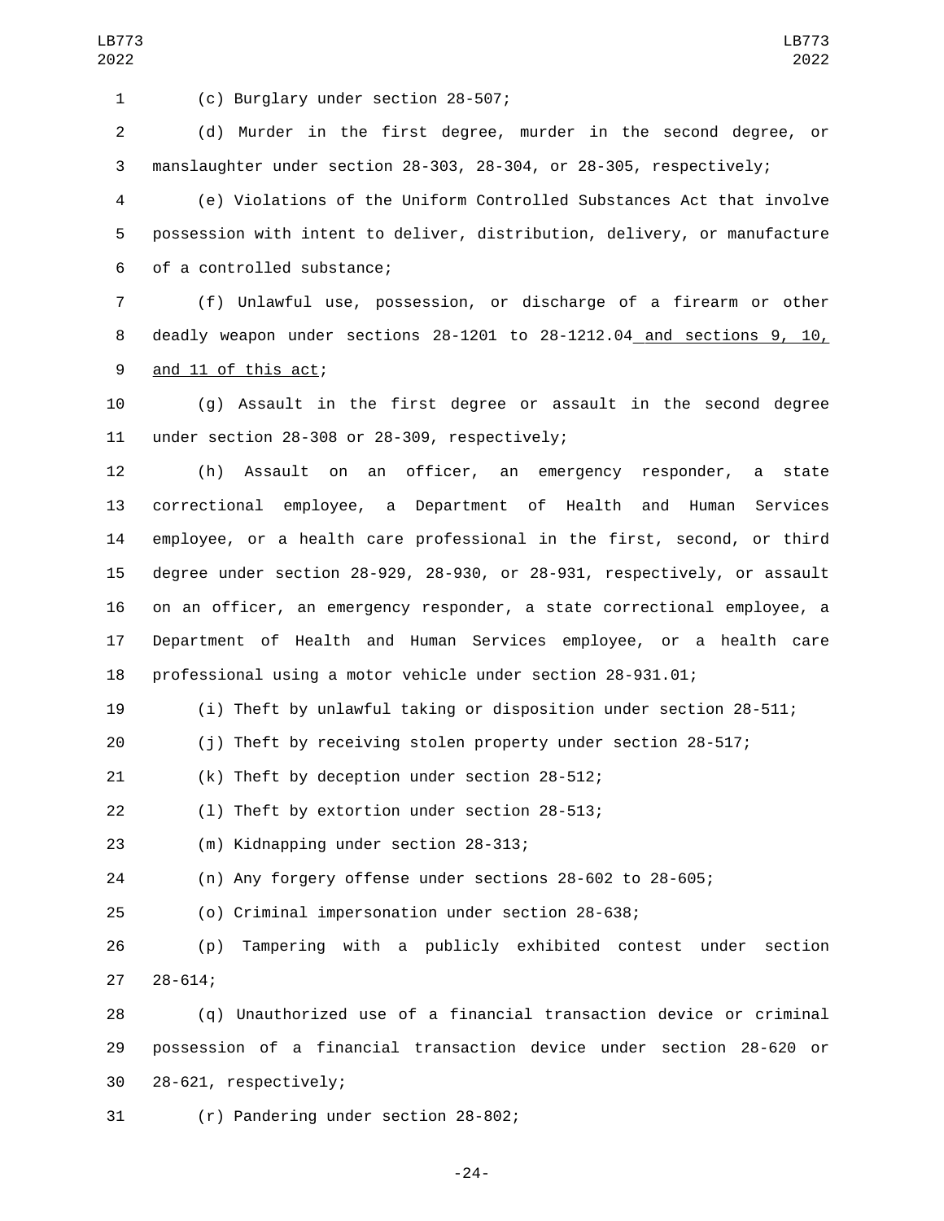(c) Burglary under section 28-507;

(d) Murder in the first degree, murder in the second degree, or manslaughter under section 28-303, 28-304, or 28-305, respectively;

(e) Violations of the Uniform Controlled Substances Act that involve possession with intent to deliver, distribution, delivery, or manufacture of a controlled substance;

(f) Unlawful use, possession, or discharge of a firearm or other deadly weapon under sections 28-1201 to 28-1212.04 and sections 9, 10, and 11 of this act;

(g) Assault in the first degree or assault in the second degree under section 28-308 or 28-309, respectively;

(h) Assault on an officer, an emergency responder, a state correctional employee, a Department of Health and Human Services employee, or a health care professional in the first, second, or third degree under section 28-929, 28-930, or 28-931, respectively, or assault on an officer, an emergency responder, a state correctional employee, a Department of Health and Human Services employee, or a health care professional using a motor vehicle under section 28-931.01;

(i) Theft by unlawful taking or disposition under section 28-511;

(j) Theft by receiving stolen property under section 28-517;

(k) Theft by deception under section 28-512;

(l) Theft by extortion under section 28-513;

(m) Kidnapping under section 28-313;

(n) Any forgery offense under sections 28-602 to 28-605;

(o) Criminal impersonation under section 28-638;

(p) Tampering with a publicly exhibited contest under section 28-614;

(q) Unauthorized use of a financial transaction device or criminal possession of a financial transaction device under section 28-620 or 28-621, respectively;

(r) Pandering under section 28-802;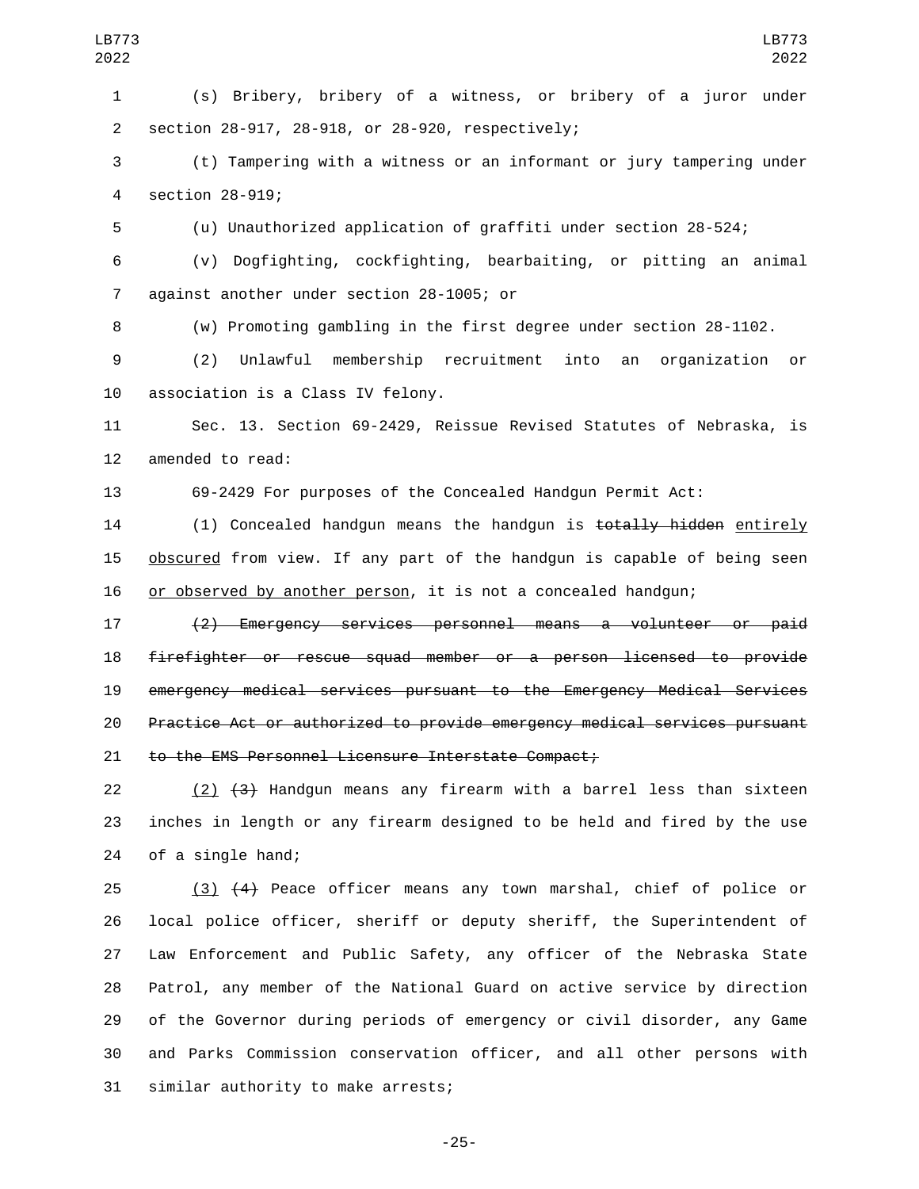(s) Bribery, bribery of a witness, or bribery of a juror under section 28-917, 28-918, or 28-920, respectively;

(t) Tampering with a witness or an informant or jury tampering under section 28-919;

(u) Unauthorized application of graffiti under section 28-524;

(v) Dogfighting, cockfighting, bearbaiting, or pitting an animal against another under section 28-1005; or

(w) Promoting gambling in the first degree under section 28-1102.

(2) Unlawful membership recruitment into an organization or association is a Class IV felony.

Sec. 13. Section 69-2429, Reissue Revised Statutes of Nebraska, is amended to read:

69-2429 For purposes of the Concealed Handgun Permit Act:

(1) Concealed handgun means the handgun is ~~totally hidden~~ entirely obscured from view. If any part of the handgun is capable of being seen or observed by another person, it is not a concealed handgun;

~~(2) Emergency services personnel means a volunteer or paid firefighter or rescue squad member or a person licensed to provide emergency medical services pursuant to the Emergency Medical Services Practice Act or authorized to provide emergency medical services pursuant to the EMS Personnel Licensure Interstate Compact;~~

(2) ~~(3)~~ Handgun means any firearm with a barrel less than sixteen inches in length or any firearm designed to be held and fired by the use of a single hand;

(3) ~~(4)~~ Peace officer means any town marshal, chief of police or local police officer, sheriff or deputy sheriff, the Superintendent of Law Enforcement and Public Safety, any officer of the Nebraska State Patrol, any member of the National Guard on active service by direction of the Governor during periods of emergency or civil disorder, any Game and Parks Commission conservation officer, and all other persons with similar authority to make arrests;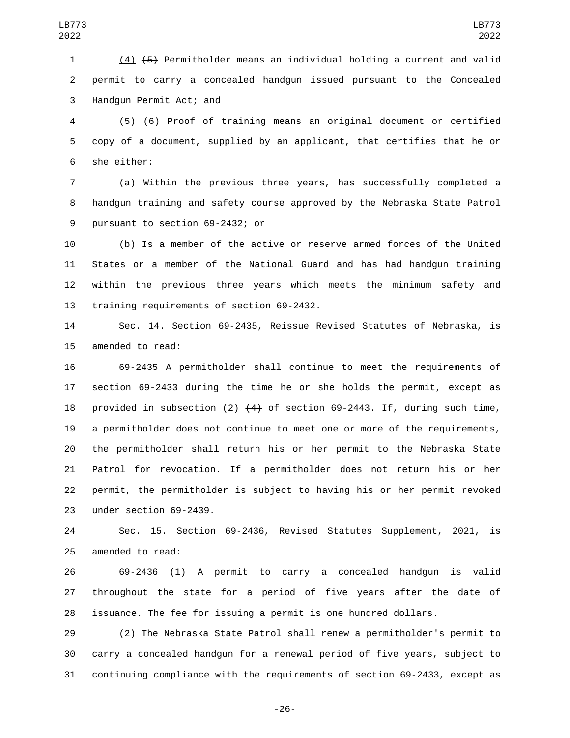(4) ~~(5)~~ Permitholder means an individual holding a current and valid permit to carry a concealed handgun issued pursuant to the Concealed Handgun Permit Act; and

(5) ~~(6)~~ Proof of training means an original document or certified copy of a document, supplied by an applicant, that certifies that he or she either:

(a) Within the previous three years, has successfully completed a handgun training and safety course approved by the Nebraska State Patrol pursuant to section 69-2432; or

(b) Is a member of the active or reserve armed forces of the United States or a member of the National Guard and has had handgun training within the previous three years which meets the minimum safety and training requirements of section 69-2432.

Sec. 14. Section 69-2435, Reissue Revised Statutes of Nebraska, is amended to read:

69-2435 A permitholder shall continue to meet the requirements of section 69-2433 during the time he or she holds the permit, except as provided in subsection (2) ~~(4)~~ of section 69-2443. If, during such time, a permitholder does not continue to meet one or more of the requirements, the permitholder shall return his or her permit to the Nebraska State Patrol for revocation. If a permitholder does not return his or her permit, the permitholder is subject to having his or her permit revoked under section 69-2439.

Sec. 15. Section 69-2436, Revised Statutes Supplement, 2021, is amended to read:

69-2436 (1) A permit to carry a concealed handgun is valid throughout the state for a period of five years after the date of issuance. The fee for issuing a permit is one hundred dollars.

(2) The Nebraska State Patrol shall renew a permitholder's permit to carry a concealed handgun for a renewal period of five years, subject to continuing compliance with the requirements of section 69-2433, except as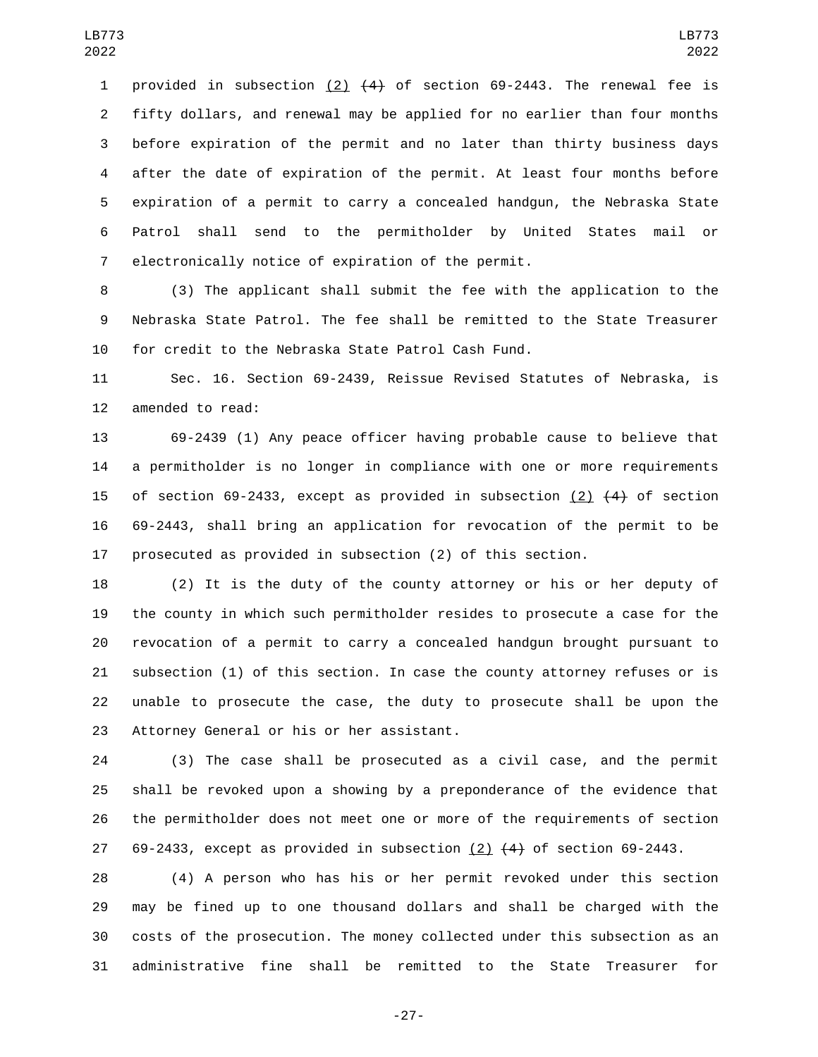provided in subsection <u>(2)</u> ~~(4)~~ of section 69-2443. The renewal fee is fifty dollars, and renewal may be applied for no earlier than four months before expiration of the permit and no later than thirty business days after the date of expiration of the permit. At least four months before expiration of a permit to carry a concealed handgun, the Nebraska State Patrol shall send to the permitholder by United States mail or electronically notice of expiration of the permit.

(3) The applicant shall submit the fee with the application to the Nebraska State Patrol. The fee shall be remitted to the State Treasurer for credit to the Nebraska State Patrol Cash Fund.

Sec. 16. Section 69-2439, Reissue Revised Statutes of Nebraska, is amended to read:

69-2439 (1) Any peace officer having probable cause to believe that a permitholder is no longer in compliance with one or more requirements of section 69-2433, except as provided in subsection <u>(2)</u> ~~(4)~~ of section 69-2443, shall bring an application for revocation of the permit to be prosecuted as provided in subsection (2) of this section.

(2) It is the duty of the county attorney or his or her deputy of the county in which such permitholder resides to prosecute a case for the revocation of a permit to carry a concealed handgun brought pursuant to subsection (1) of this section. In case the county attorney refuses or is unable to prosecute the case, the duty to prosecute shall be upon the Attorney General or his or her assistant.

(3) The case shall be prosecuted as a civil case, and the permit shall be revoked upon a showing by a preponderance of the evidence that the permitholder does not meet one or more of the requirements of section 69-2433, except as provided in subsection <u>(2)</u> ~~(4)~~ of section 69-2443.

(4) A person who has his or her permit revoked under this section may be fined up to one thousand dollars and shall be charged with the costs of the prosecution. The money collected under this subsection as an administrative fine shall be remitted to the State Treasurer for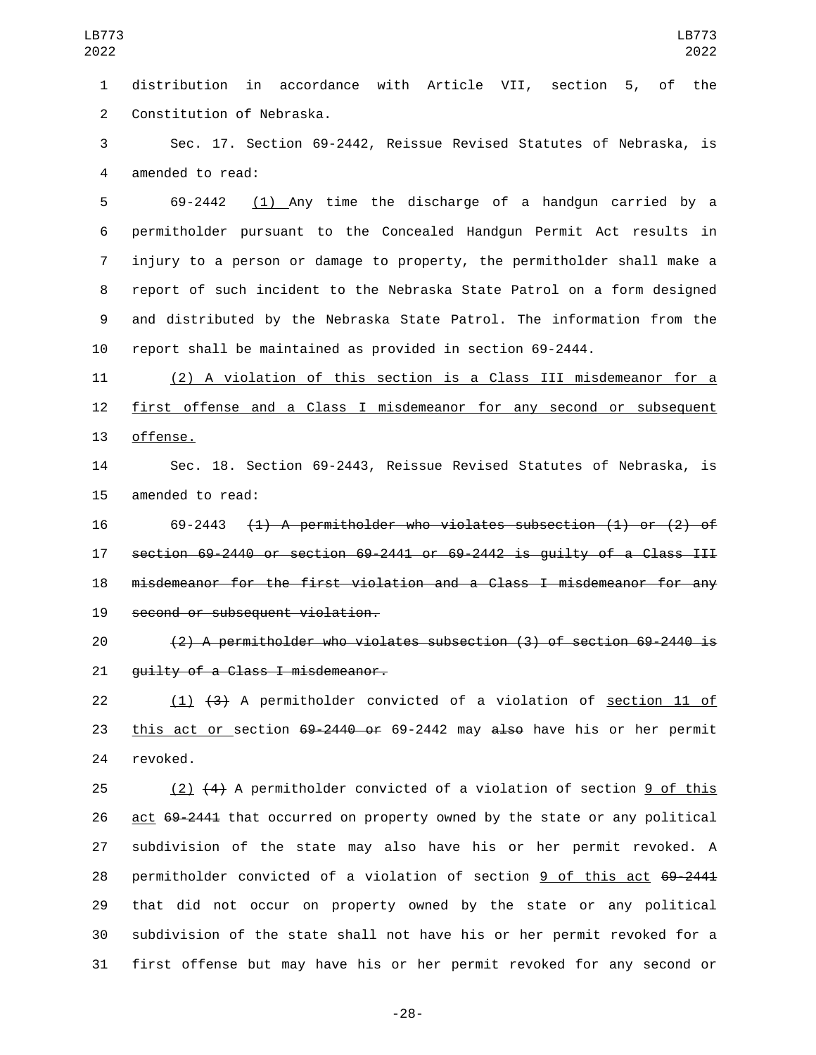distribution in accordance with Article VII, section 5, of the Constitution of Nebraska.

Sec. 17. Section 69-2442, Reissue Revised Statutes of Nebraska, is amended to read:

69-2442 (1) Any time the discharge of a handgun carried by a permitholder pursuant to the Concealed Handgun Permit Act results in injury to a person or damage to property, the permitholder shall make a report of such incident to the Nebraska State Patrol on a form designed and distributed by the Nebraska State Patrol. The information from the report shall be maintained as provided in section 69-2444.

(2) A violation of this section is a Class III misdemeanor for a first offense and a Class I misdemeanor for any second or subsequent offense.

Sec. 18. Section 69-2443, Reissue Revised Statutes of Nebraska, is amended to read:

69-2443 ~~(1) A permitholder who violates subsection (1) or (2) of section 69-2440 or section 69-2441 or 69-2442 is guilty of a Class III misdemeanor for the first violation and a Class I misdemeanor for any second or subsequent violation.~~

~~(2) A permitholder who violates subsection (3) of section 69-2440 is guilty of a Class I misdemeanor.~~

(1) ~~(3)~~ A permitholder convicted of a violation of section 11 of this act or section ~~69-2440 or~~ 69-2442 may ~~also~~ have his or her permit revoked.

(2) ~~(4)~~ A permitholder convicted of a violation of section 9 of this act ~~69-2441~~ that occurred on property owned by the state or any political subdivision of the state may also have his or her permit revoked. A permitholder convicted of a violation of section 9 of this act ~~69-2441~~ that did not occur on property owned by the state or any political subdivision of the state shall not have his or her permit revoked for a first offense but may have his or her permit revoked for any second or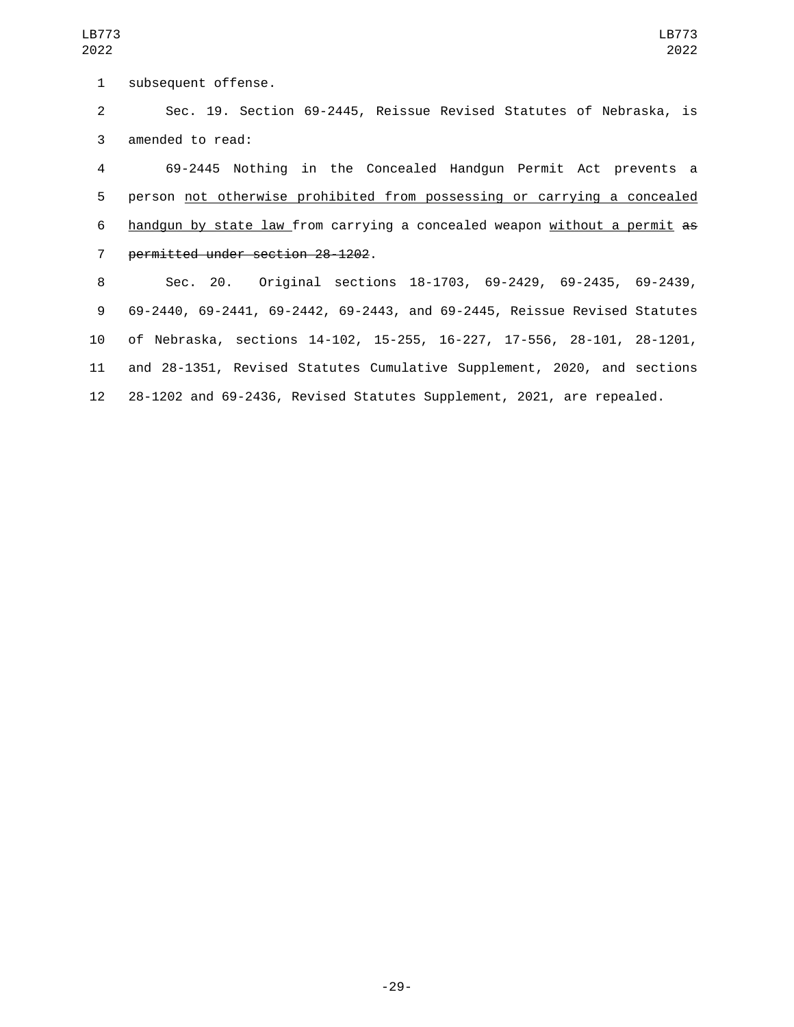subsequent offense.

Sec. 19. Section 69-2445, Reissue Revised Statutes of Nebraska, is amended to read:

69-2445 Nothing in the Concealed Handgun Permit Act prevents a person <u>not otherwise prohibited from possessing or carrying a concealed handgun by state law</u> from carrying a concealed weapon <u>without a permit</u> ~~as permitted under section 28-1202~~.

Sec. 20. Original sections 18-1703, 69-2429, 69-2435, 69-2439, 69-2440, 69-2441, 69-2442, 69-2443, and 69-2445, Reissue Revised Statutes of Nebraska, sections 14-102, 15-255, 16-227, 17-556, 28-101, 28-1201, and 28-1351, Revised Statutes Cumulative Supplement, 2020, and sections 28-1202 and 69-2436, Revised Statutes Supplement, 2021, are repealed.